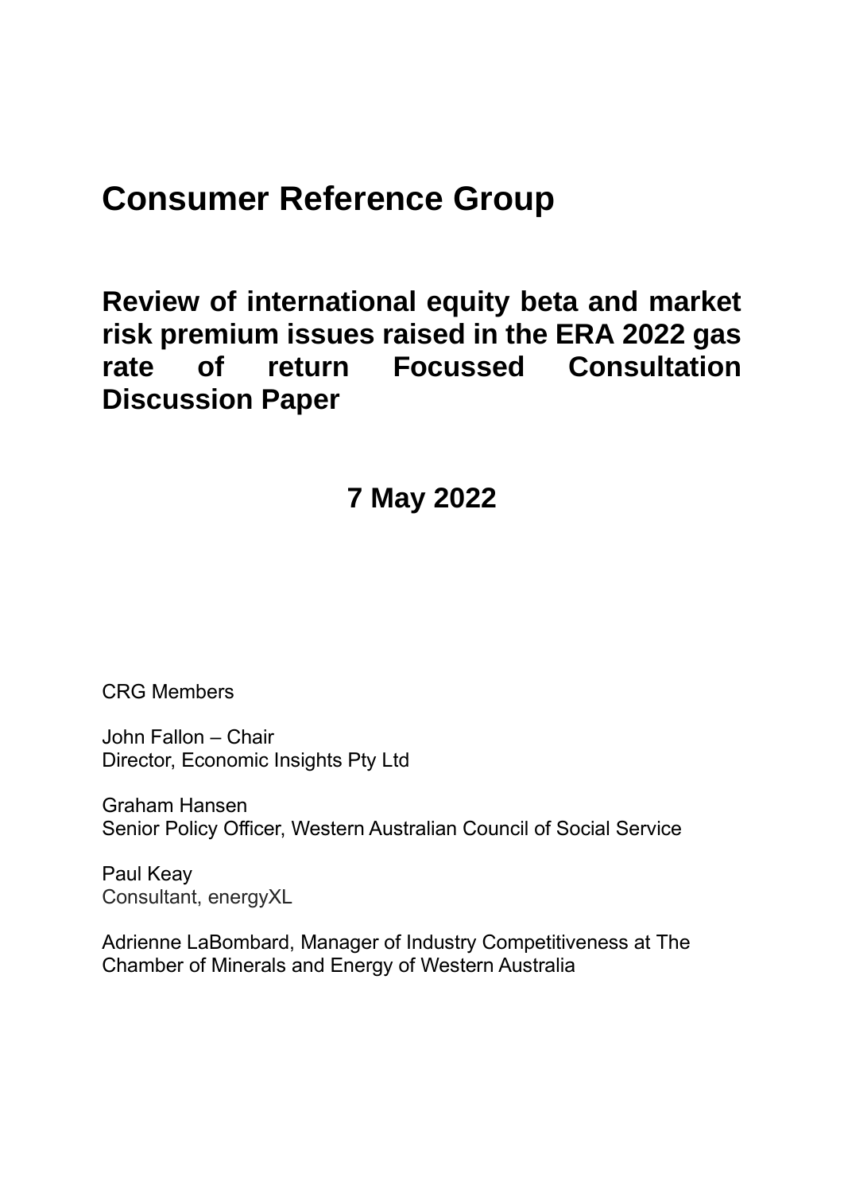# Consumer Reference Group

## Review of international equity beta and market risk premium issues raised in the ERA 2022 gas rate of return Focussed Consultation Discussion Paper

**7 May 2022**

CRG Members

John Fallon – Chair
Director, Economic Insights Pty Ltd

Graham Hansen
Senior Policy Officer, Western Australian Council of Social Service

Paul Keay
Consultant, energyXL

Adrienne LaBombard, Manager of Industry Competitiveness at The Chamber of Minerals and Energy of Western Australia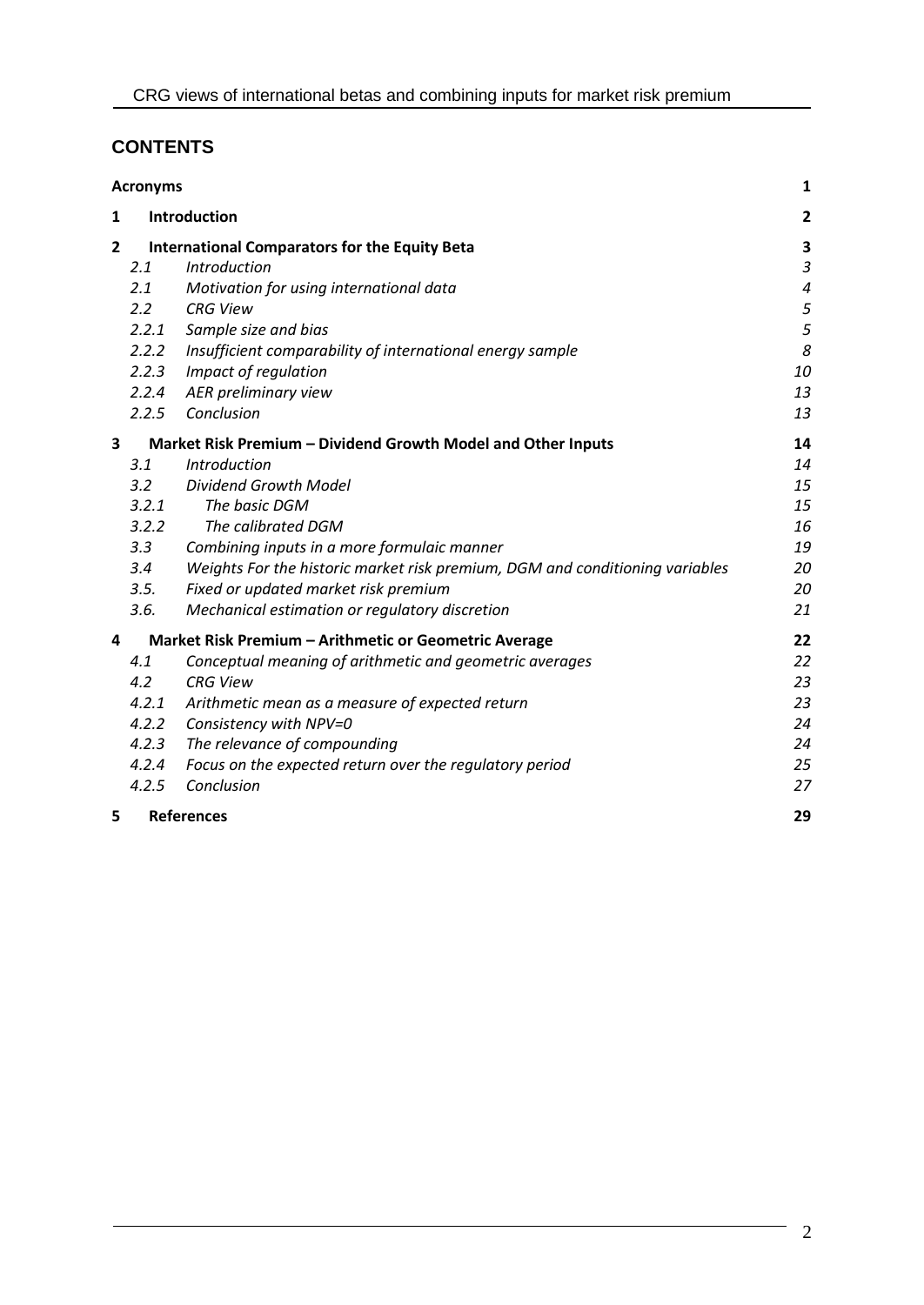## CONTENTS

| | | |
|---|---|---|
| **Acronyms** | | **1** |
| **1** | **Introduction** | **2** |
| **2** | **International Comparators for the Equity Beta** | **3** |
| *2.1* | *Introduction* | *3* |
| *2.1* | *Motivation for using international data* | *4* |
| *2.2* | *CRG View* | *5* |
| *2.2.1* | *Sample size and bias* | *5* |
| *2.2.2* | *Insufficient comparability of international energy sample* | *8* |
| *2.2.3* | *Impact of regulation* | *10* |
| *2.2.4* | *AER preliminary view* | *13* |
| *2.2.5* | *Conclusion* | *13* |
| **3** | **Market Risk Premium – Dividend Growth Model and Other Inputs** | **14** |
| *3.1* | *Introduction* | *14* |
| *3.2* | *Dividend Growth Model* | *15* |
| *3.2.1* | *The basic DGM* | *15* |
| *3.2.2* | *The calibrated DGM* | *16* |
| *3.3* | *Combining inputs in a more formulaic manner* | *19* |
| *3.4* | *Weights For the historic market risk premium, DGM and conditioning variables* | *20* |
| *3.5.* | *Fixed or updated market risk premium* | *20* |
| *3.6.* | *Mechanical estimation or regulatory discretion* | *21* |
| **4** | **Market Risk Premium – Arithmetic or Geometric Average** | **22** |
| *4.1* | *Conceptual meaning of arithmetic and geometric averages* | *22* |
| *4.2* | *CRG View* | *23* |
| *4.2.1* | *Arithmetic mean as a measure of expected return* | *23* |
| *4.2.2* | *Consistency with NPV=0* | *24* |
| *4.2.3* | *The relevance of compounding* | *24* |
| *4.2.4* | *Focus on the expected return over the regulatory period* | *25* |
| *4.2.5* | *Conclusion* | *27* |
| **5** | **References** | **29** |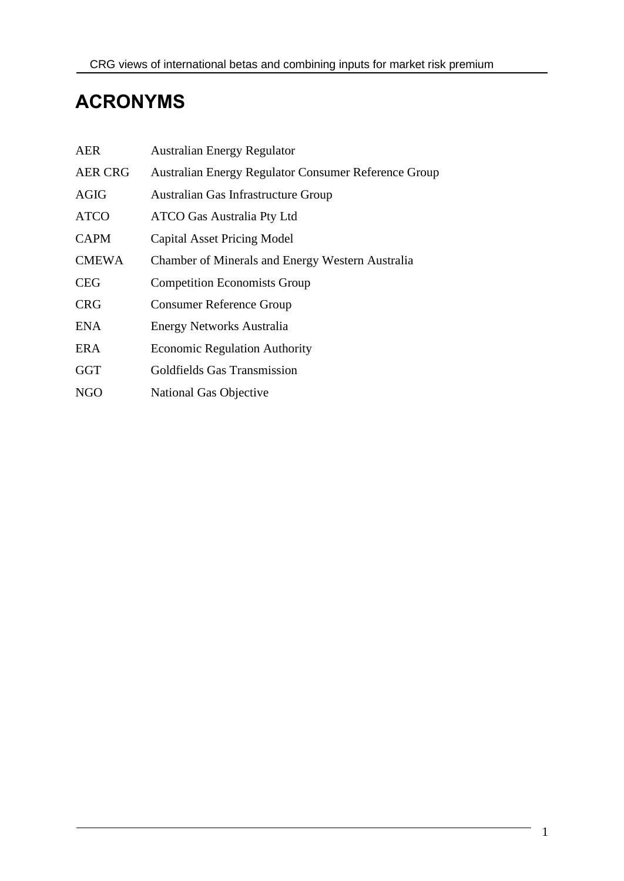# ACRONYMS

| | |
|---|---|
| AER | Australian Energy Regulator |
| AER CRG | Australian Energy Regulator Consumer Reference Group |
| AGIG | Australian Gas Infrastructure Group |
| ATCO | ATCO Gas Australia Pty Ltd |
| CAPM | Capital Asset Pricing Model |
| CMEWA | Chamber of Minerals and Energy Western Australia |
| CEG | Competition Economists Group |
| CRG | Consumer Reference Group |
| ENA | Energy Networks Australia |
| ERA | Economic Regulation Authority |
| GGT | Goldfields Gas Transmission |
| NGO | National Gas Objective |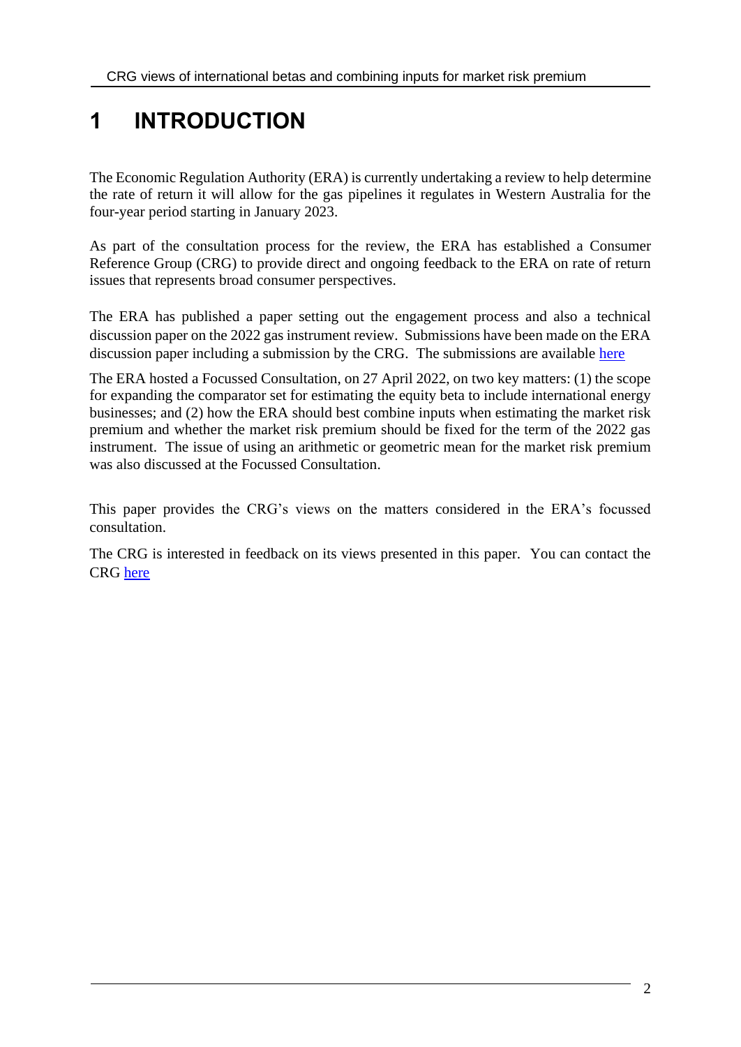# 1 INTRODUCTION

The Economic Regulation Authority (ERA) is currently undertaking a review to help determine the rate of return it will allow for the gas pipelines it regulates in Western Australia for the four-year period starting in January 2023.

As part of the consultation process for the review, the ERA has established a Consumer Reference Group (CRG) to provide direct and ongoing feedback to the ERA on rate of return issues that represents broad consumer perspectives.

The ERA has published a paper setting out the engagement process and also a technical discussion paper on the 2022 gas instrument review. Submissions have been made on the ERA discussion paper including a submission by the CRG. The submissions are available here

The ERA hosted a Focussed Consultation, on 27 April 2022, on two key matters: (1) the scope for expanding the comparator set for estimating the equity beta to include international energy businesses; and (2) how the ERA should best combine inputs when estimating the market risk premium and whether the market risk premium should be fixed for the term of the 2022 gas instrument. The issue of using an arithmetic or geometric mean for the market risk premium was also discussed at the Focussed Consultation.

This paper provides the CRG's views on the matters considered in the ERA's focussed consultation.

The CRG is interested in feedback on its views presented in this paper. You can contact the CRG here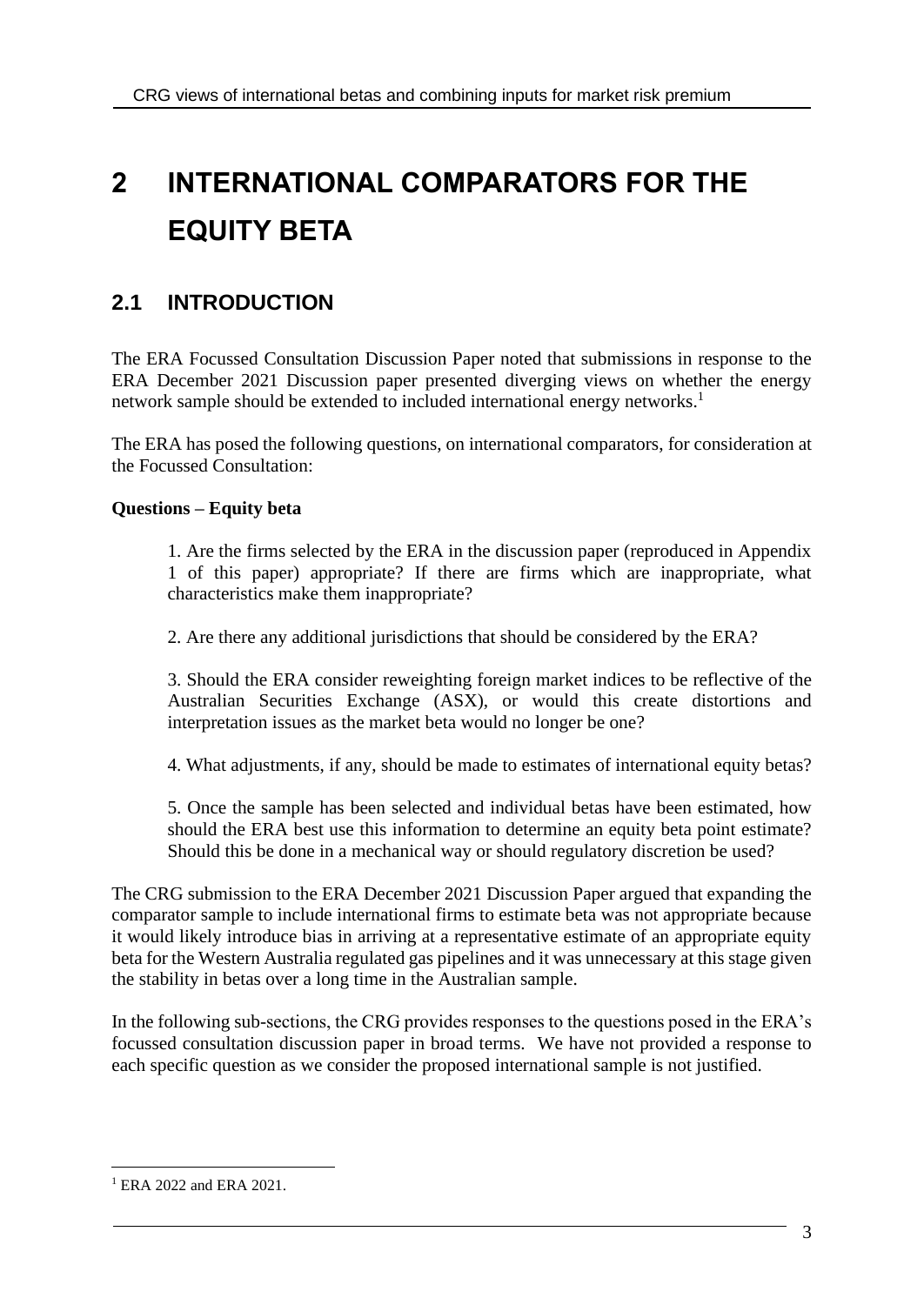# 2 INTERNATIONAL COMPARATORS FOR THE EQUITY BETA

## 2.1 INTRODUCTION

The ERA Focussed Consultation Discussion Paper noted that submissions in response to the ERA December 2021 Discussion paper presented diverging views on whether the energy network sample should be extended to included international energy networks.[1]

The ERA has posed the following questions, on international comparators, for consideration at the Focussed Consultation:

**Questions – Equity beta**

> 1. Are the firms selected by the ERA in the discussion paper (reproduced in Appendix 1 of this paper) appropriate? If there are firms which are inappropriate, what characteristics make them inappropriate?
>
> 2. Are there any additional jurisdictions that should be considered by the ERA?
>
> 3. Should the ERA consider reweighting foreign market indices to be reflective of the Australian Securities Exchange (ASX), or would this create distortions and interpretation issues as the market beta would no longer be one?
>
> 4. What adjustments, if any, should be made to estimates of international equity betas?
>
> 5. Once the sample has been selected and individual betas have been estimated, how should the ERA best use this information to determine an equity beta point estimate? Should this be done in a mechanical way or should regulatory discretion be used?

The CRG submission to the ERA December 2021 Discussion Paper argued that expanding the comparator sample to include international firms to estimate beta was not appropriate because it would likely introduce bias in arriving at a representative estimate of an appropriate equity beta for the Western Australia regulated gas pipelines and it was unnecessary at this stage given the stability in betas over a long time in the Australian sample.

In the following sub-sections, the CRG provides responses to the questions posed in the ERA's focussed consultation discussion paper in broad terms. We have not provided a response to each specific question as we consider the proposed international sample is not justified.

[1] ERA 2022 and ERA 2021.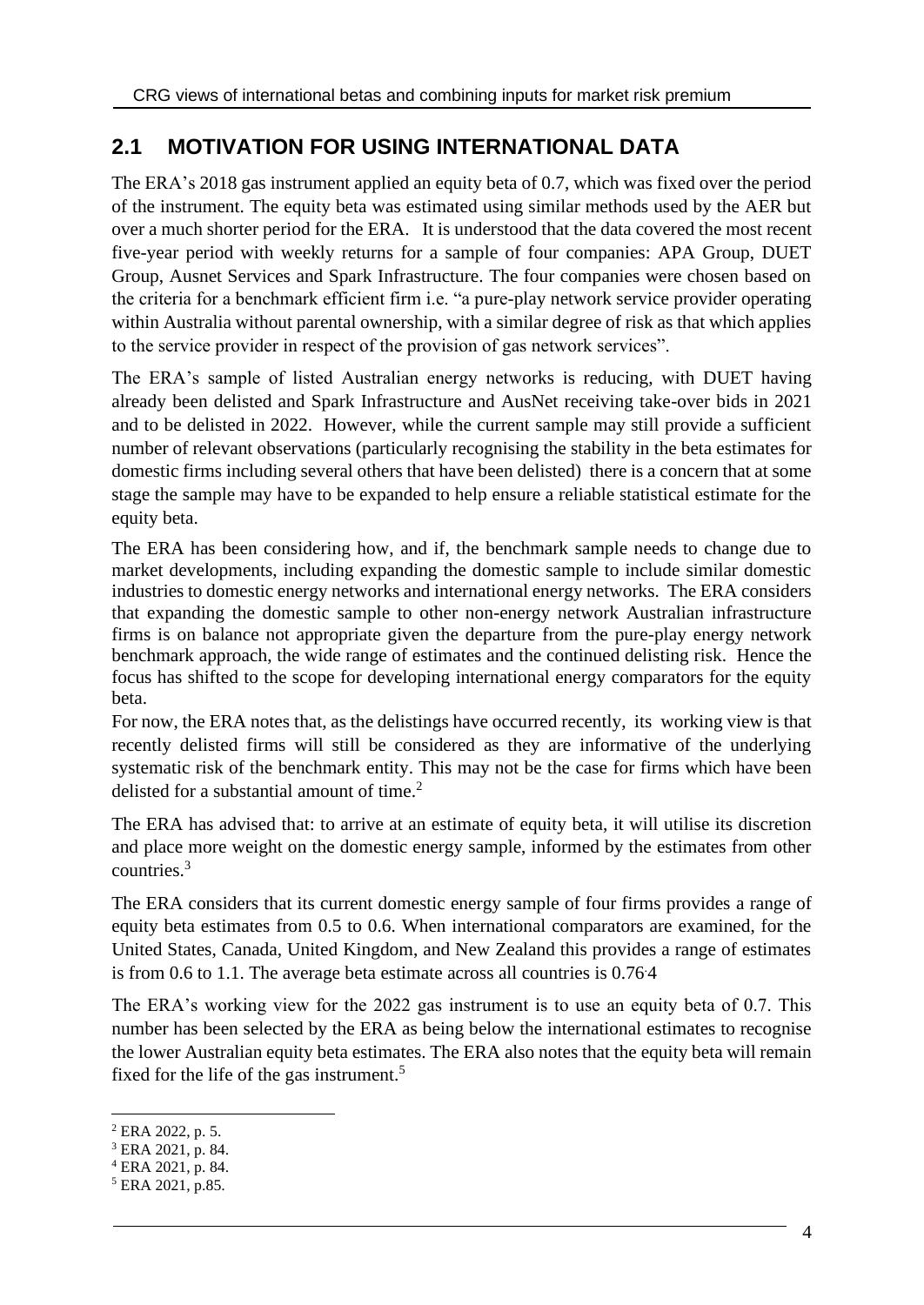## 2.1 MOTIVATION FOR USING INTERNATIONAL DATA

The ERA's 2018 gas instrument applied an equity beta of 0.7, which was fixed over the period of the instrument. The equity beta was estimated using similar methods used by the AER but over a much shorter period for the ERA. It is understood that the data covered the most recent five-year period with weekly returns for a sample of four companies: APA Group, DUET Group, Ausnet Services and Spark Infrastructure. The four companies were chosen based on the criteria for a benchmark efficient firm i.e. "a pure-play network service provider operating within Australia without parental ownership, with a similar degree of risk as that which applies to the service provider in respect of the provision of gas network services".

The ERA's sample of listed Australian energy networks is reducing, with DUET having already been delisted and Spark Infrastructure and AusNet receiving take-over bids in 2021 and to be delisted in 2022. However, while the current sample may still provide a sufficient number of relevant observations (particularly recognising the stability in the beta estimates for domestic firms including several others that have been delisted) there is a concern that at some stage the sample may have to be expanded to help ensure a reliable statistical estimate for the equity beta.

The ERA has been considering how, and if, the benchmark sample needs to change due to market developments, including expanding the domestic sample to include similar domestic industries to domestic energy networks and international energy networks. The ERA considers that expanding the domestic sample to other non-energy network Australian infrastructure firms is on balance not appropriate given the departure from the pure-play energy network benchmark approach, the wide range of estimates and the continued delisting risk. Hence the focus has shifted to the scope for developing international energy comparators for the equity beta.

For now, the ERA notes that, as the delistings have occurred recently, its working view is that recently delisted firms will still be considered as they are informative of the underlying systematic risk of the benchmark entity. This may not be the case for firms which have been delisted for a substantial amount of time.[2]

The ERA has advised that: to arrive at an estimate of equity beta, it will utilise its discretion and place more weight on the domestic energy sample, informed by the estimates from other countries.[3]

The ERA considers that its current domestic energy sample of four firms provides a range of equity beta estimates from 0.5 to 0.6. When international comparators are examined, for the United States, Canada, United Kingdom, and New Zealand this provides a range of estimates is from 0.6 to 1.1. The average beta estimate across all countries is 0.76.[4]

The ERA's working view for the 2022 gas instrument is to use an equity beta of 0.7. This number has been selected by the ERA as being below the international estimates to recognise the lower Australian equity beta estimates. The ERA also notes that the equity beta will remain fixed for the life of the gas instrument.[5]

---

[2] ERA 2022, p. 5.

[3] ERA 2021, p. 84.

[4] ERA 2021, p. 84.

[5] ERA 2021, p.85.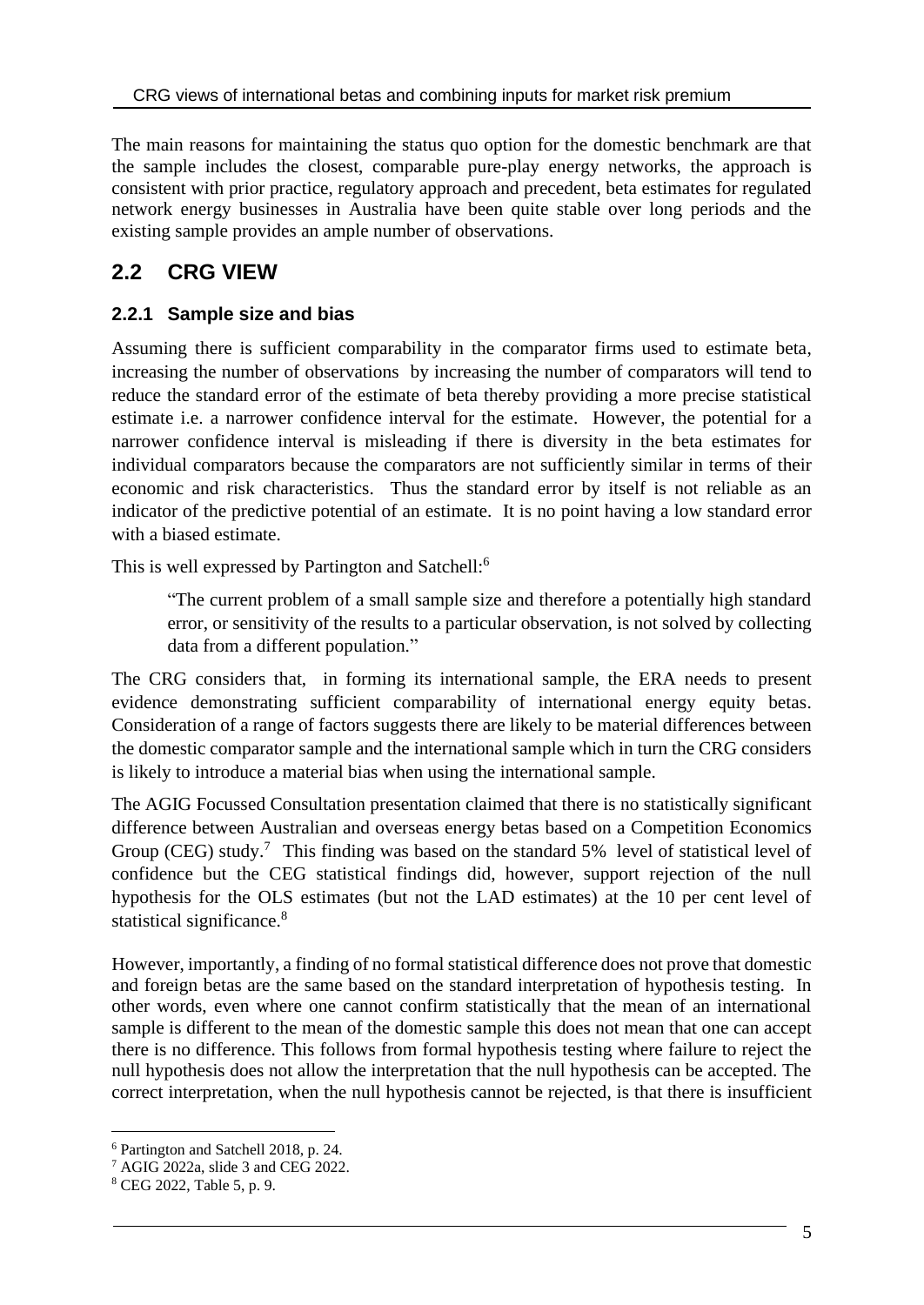The main reasons for maintaining the status quo option for the domestic benchmark are that the sample includes the closest, comparable pure-play energy networks, the approach is consistent with prior practice, regulatory approach and precedent, beta estimates for regulated network energy businesses in Australia have been quite stable over long periods and the existing sample provides an ample number of observations.

## 2.2 CRG VIEW

### 2.2.1 Sample size and bias

Assuming there is sufficient comparability in the comparator firms used to estimate beta, increasing the number of observations by increasing the number of comparators will tend to reduce the standard error of the estimate of beta thereby providing a more precise statistical estimate i.e. a narrower confidence interval for the estimate. However, the potential for a narrower confidence interval is misleading if there is diversity in the beta estimates for individual comparators because the comparators are not sufficiently similar in terms of their economic and risk characteristics. Thus the standard error by itself is not reliable as an indicator of the predictive potential of an estimate. It is no point having a low standard error with a biased estimate.

This is well expressed by Partington and Satchell:[6]

> "The current problem of a small sample size and therefore a potentially high standard error, or sensitivity of the results to a particular observation, is not solved by collecting data from a different population."

The CRG considers that, in forming its international sample, the ERA needs to present evidence demonstrating sufficient comparability of international energy equity betas. Consideration of a range of factors suggests there are likely to be material differences between the domestic comparator sample and the international sample which in turn the CRG considers is likely to introduce a material bias when using the international sample.

The AGIG Focussed Consultation presentation claimed that there is no statistically significant difference between Australian and overseas energy betas based on a Competition Economics Group (CEG) study.[7] This finding was based on the standard 5% level of statistical level of confidence but the CEG statistical findings did, however, support rejection of the null hypothesis for the OLS estimates (but not the LAD estimates) at the 10 per cent level of statistical significance.[8]

However, importantly, a finding of no formal statistical difference does not prove that domestic and foreign betas are the same based on the standard interpretation of hypothesis testing. In other words, even where one cannot confirm statistically that the mean of an international sample is different to the mean of the domestic sample this does not mean that one can accept there is no difference. This follows from formal hypothesis testing where failure to reject the null hypothesis does not allow the interpretation that the null hypothesis can be accepted. The correct interpretation, when the null hypothesis cannot be rejected, is that there is insufficient

---

[6] Partington and Satchell 2018, p. 24.

[7] AGIG 2022a, slide 3 and CEG 2022.

[8] CEG 2022, Table 5, p. 9.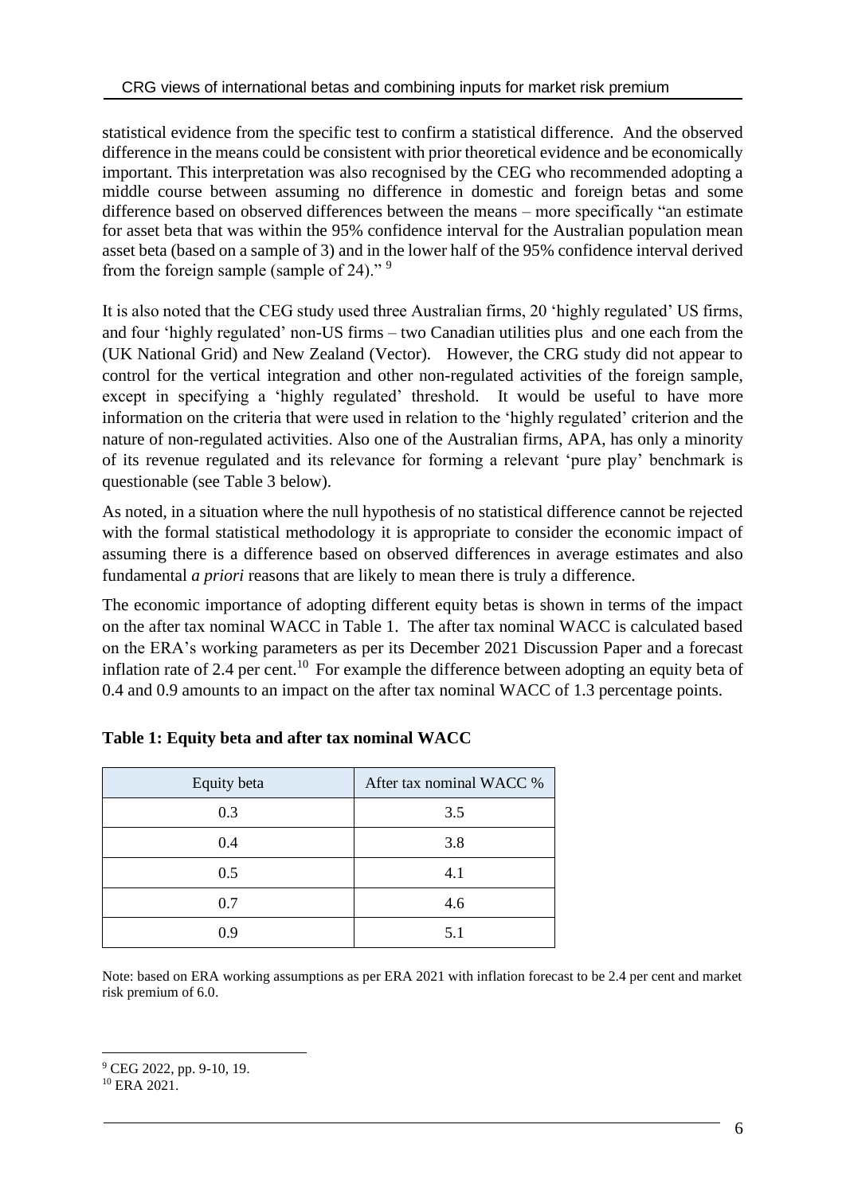statistical evidence from the specific test to confirm a statistical difference. And the observed difference in the means could be consistent with prior theoretical evidence and be economically important. This interpretation was also recognised by the CEG who recommended adopting a middle course between assuming no difference in domestic and foreign betas and some difference based on observed differences between the means – more specifically "an estimate for asset beta that was within the 95% confidence interval for the Australian population mean asset beta (based on a sample of 3) and in the lower half of the 95% confidence interval derived from the foreign sample (sample of 24)." [9]

It is also noted that the CEG study used three Australian firms, 20 'highly regulated' US firms, and four 'highly regulated' non-US firms – two Canadian utilities plus and one each from the (UK National Grid) and New Zealand (Vector). However, the CRG study did not appear to control for the vertical integration and other non-regulated activities of the foreign sample, except in specifying a 'highly regulated' threshold. It would be useful to have more information on the criteria that were used in relation to the 'highly regulated' criterion and the nature of non-regulated activities. Also one of the Australian firms, APA, has only a minority of its revenue regulated and its relevance for forming a relevant 'pure play' benchmark is questionable (see Table 3 below).

As noted, in a situation where the null hypothesis of no statistical difference cannot be rejected with the formal statistical methodology it is appropriate to consider the economic impact of assuming there is a difference based on observed differences in average estimates and also fundamental *a priori* reasons that are likely to mean there is truly a difference.

The economic importance of adopting different equity betas is shown in terms of the impact on the after tax nominal WACC in Table 1. The after tax nominal WACC is calculated based on the ERA's working parameters as per its December 2021 Discussion Paper and a forecast inflation rate of 2.4 per cent.[10] For example the difference between adopting an equity beta of 0.4 and 0.9 amounts to an impact on the after tax nominal WACC of 1.3 percentage points.

**Table 1: Equity beta and after tax nominal WACC**

| Equity beta | After tax nominal WACC % |
|---|---|
| 0.3 | 3.5 |
| 0.4 | 3.8 |
| 0.5 | 4.1 |
| 0.7 | 4.6 |
| 0.9 | 5.1 |

Note: based on ERA working assumptions as per ERA 2021 with inflation forecast to be 2.4 per cent and market risk premium of 6.0.

[9] CEG 2022, pp. 9-10, 19.

[10] ERA 2021.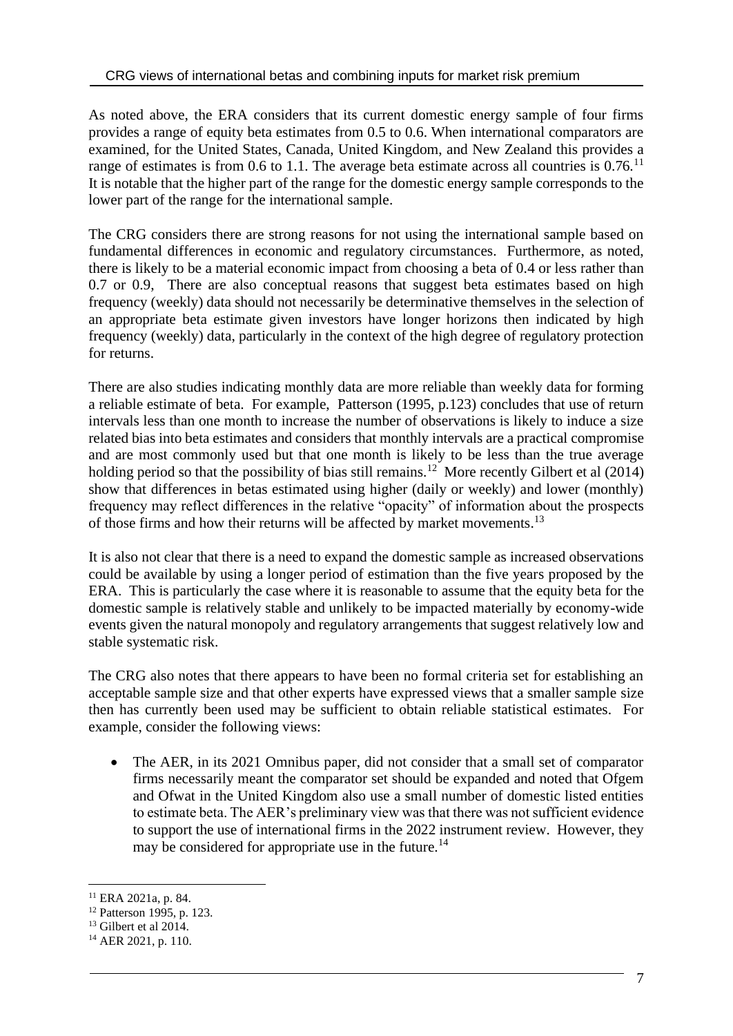As noted above, the ERA considers that its current domestic energy sample of four firms provides a range of equity beta estimates from 0.5 to 0.6. When international comparators are examined, for the United States, Canada, United Kingdom, and New Zealand this provides a range of estimates is from 0.6 to 1.1. The average beta estimate across all countries is 0.76.[11] It is notable that the higher part of the range for the domestic energy sample corresponds to the lower part of the range for the international sample.

The CRG considers there are strong reasons for not using the international sample based on fundamental differences in economic and regulatory circumstances. Furthermore, as noted, there is likely to be a material economic impact from choosing a beta of 0.4 or less rather than 0.7 or 0.9, There are also conceptual reasons that suggest beta estimates based on high frequency (weekly) data should not necessarily be determinative themselves in the selection of an appropriate beta estimate given investors have longer horizons then indicated by high frequency (weekly) data, particularly in the context of the high degree of regulatory protection for returns.

There are also studies indicating monthly data are more reliable than weekly data for forming a reliable estimate of beta. For example, Patterson (1995, p.123) concludes that use of return intervals less than one month to increase the number of observations is likely to induce a size related bias into beta estimates and considers that monthly intervals are a practical compromise and are most commonly used but that one month is likely to be less than the true average holding period so that the possibility of bias still remains.[12] More recently Gilbert et al (2014) show that differences in betas estimated using higher (daily or weekly) and lower (monthly) frequency may reflect differences in the relative "opacity" of information about the prospects of those firms and how their returns will be affected by market movements.[13]

It is also not clear that there is a need to expand the domestic sample as increased observations could be available by using a longer period of estimation than the five years proposed by the ERA. This is particularly the case where it is reasonable to assume that the equity beta for the domestic sample is relatively stable and unlikely to be impacted materially by economy-wide events given the natural monopoly and regulatory arrangements that suggest relatively low and stable systematic risk.

The CRG also notes that there appears to have been no formal criteria set for establishing an acceptable sample size and that other experts have expressed views that a smaller sample size then has currently been used may be sufficient to obtain reliable statistical estimates. For example, consider the following views:

- The AER, in its 2021 Omnibus paper, did not consider that a small set of comparator firms necessarily meant the comparator set should be expanded and noted that Ofgem and Ofwat in the United Kingdom also use a small number of domestic listed entities to estimate beta. The AER's preliminary view was that there was not sufficient evidence to support the use of international firms in the 2022 instrument review. However, they may be considered for appropriate use in the future.[14]

---

[11] ERA 2021a, p. 84.

[12] Patterson 1995, p. 123.

[13] Gilbert et al 2014.

[14] AER 2021, p. 110.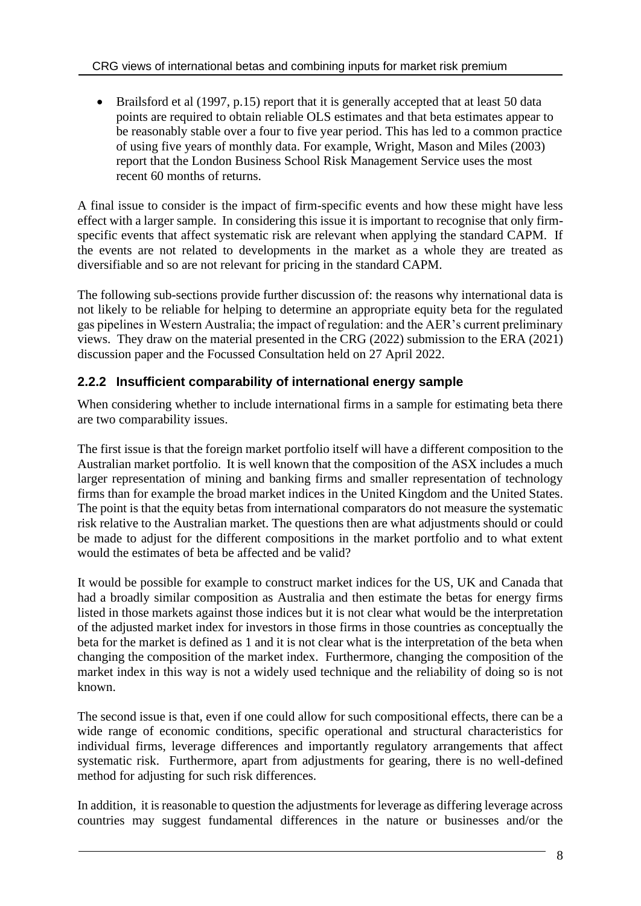- Brailsford et al (1997, p.15) report that it is generally accepted that at least 50 data points are required to obtain reliable OLS estimates and that beta estimates appear to be reasonably stable over a four to five year period. This has led to a common practice of using five years of monthly data. For example, Wright, Mason and Miles (2003) report that the London Business School Risk Management Service uses the most recent 60 months of returns.

A final issue to consider is the impact of firm-specific events and how these might have less effect with a larger sample. In considering this issue it is important to recognise that only firm-specific events that affect systematic risk are relevant when applying the standard CAPM. If the events are not related to developments in the market as a whole they are treated as diversifiable and so are not relevant for pricing in the standard CAPM.

The following sub-sections provide further discussion of: the reasons why international data is not likely to be reliable for helping to determine an appropriate equity beta for the regulated gas pipelines in Western Australia; the impact of regulation: and the AER's current preliminary views. They draw on the material presented in the CRG (2022) submission to the ERA (2021) discussion paper and the Focussed Consultation held on 27 April 2022.

### 2.2.2 Insufficient comparability of international energy sample

When considering whether to include international firms in a sample for estimating beta there are two comparability issues.

The first issue is that the foreign market portfolio itself will have a different composition to the Australian market portfolio. It is well known that the composition of the ASX includes a much larger representation of mining and banking firms and smaller representation of technology firms than for example the broad market indices in the United Kingdom and the United States. The point is that the equity betas from international comparators do not measure the systematic risk relative to the Australian market. The questions then are what adjustments should or could be made to adjust for the different compositions in the market portfolio and to what extent would the estimates of beta be affected and be valid?

It would be possible for example to construct market indices for the US, UK and Canada that had a broadly similar composition as Australia and then estimate the betas for energy firms listed in those markets against those indices but it is not clear what would be the interpretation of the adjusted market index for investors in those firms in those countries as conceptually the beta for the market is defined as 1 and it is not clear what is the interpretation of the beta when changing the composition of the market index. Furthermore, changing the composition of the market index in this way is not a widely used technique and the reliability of doing so is not known.

The second issue is that, even if one could allow for such compositional effects, there can be a wide range of economic conditions, specific operational and structural characteristics for individual firms, leverage differences and importantly regulatory arrangements that affect systematic risk. Furthermore, apart from adjustments for gearing, there is no well-defined method for adjusting for such risk differences.

In addition, it is reasonable to question the adjustments for leverage as differing leverage across countries may suggest fundamental differences in the nature or businesses and/or the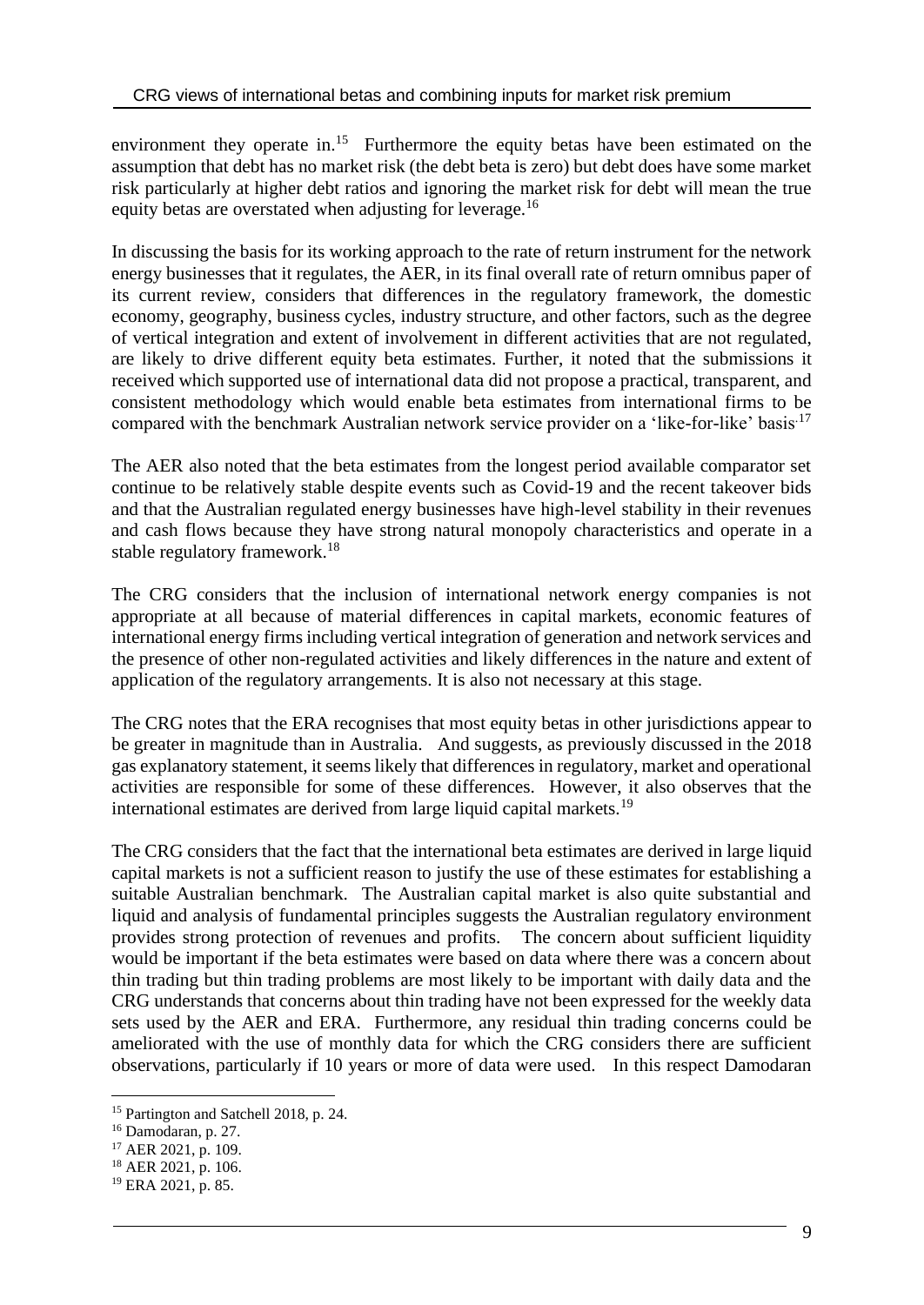environment they operate in.[15] Furthermore the equity betas have been estimated on the assumption that debt has no market risk (the debt beta is zero) but debt does have some market risk particularly at higher debt ratios and ignoring the market risk for debt will mean the true equity betas are overstated when adjusting for leverage.[16]

In discussing the basis for its working approach to the rate of return instrument for the network energy businesses that it regulates, the AER, in its final overall rate of return omnibus paper of its current review, considers that differences in the regulatory framework, the domestic economy, geography, business cycles, industry structure, and other factors, such as the degree of vertical integration and extent of involvement in different activities that are not regulated, are likely to drive different equity beta estimates. Further, it noted that the submissions it received which supported use of international data did not propose a practical, transparent, and consistent methodology which would enable beta estimates from international firms to be compared with the benchmark Australian network service provider on a 'like-for-like' basis.[17]

The AER also noted that the beta estimates from the longest period available comparator set continue to be relatively stable despite events such as Covid-19 and the recent takeover bids and that the Australian regulated energy businesses have high-level stability in their revenues and cash flows because they have strong natural monopoly characteristics and operate in a stable regulatory framework.[18]

The CRG considers that the inclusion of international network energy companies is not appropriate at all because of material differences in capital markets, economic features of international energy firms including vertical integration of generation and network services and the presence of other non-regulated activities and likely differences in the nature and extent of application of the regulatory arrangements. It is also not necessary at this stage.

The CRG notes that the ERA recognises that most equity betas in other jurisdictions appear to be greater in magnitude than in Australia. And suggests, as previously discussed in the 2018 gas explanatory statement, it seems likely that differences in regulatory, market and operational activities are responsible for some of these differences. However, it also observes that the international estimates are derived from large liquid capital markets.[19]

The CRG considers that the fact that the international beta estimates are derived in large liquid capital markets is not a sufficient reason to justify the use of these estimates for establishing a suitable Australian benchmark. The Australian capital market is also quite substantial and liquid and analysis of fundamental principles suggests the Australian regulatory environment provides strong protection of revenues and profits. The concern about sufficient liquidity would be important if the beta estimates were based on data where there was a concern about thin trading but thin trading problems are most likely to be important with daily data and the CRG understands that concerns about thin trading have not been expressed for the weekly data sets used by the AER and ERA. Furthermore, any residual thin trading concerns could be ameliorated with the use of monthly data for which the CRG considers there are sufficient observations, particularly if 10 years or more of data were used. In this respect Damodaran

[15] Partington and Satchell 2018, p. 24.
[16] Damodaran, p. 27.
[17] AER 2021, p. 109.
[18] AER 2021, p. 106.
[19] ERA 2021, p. 85.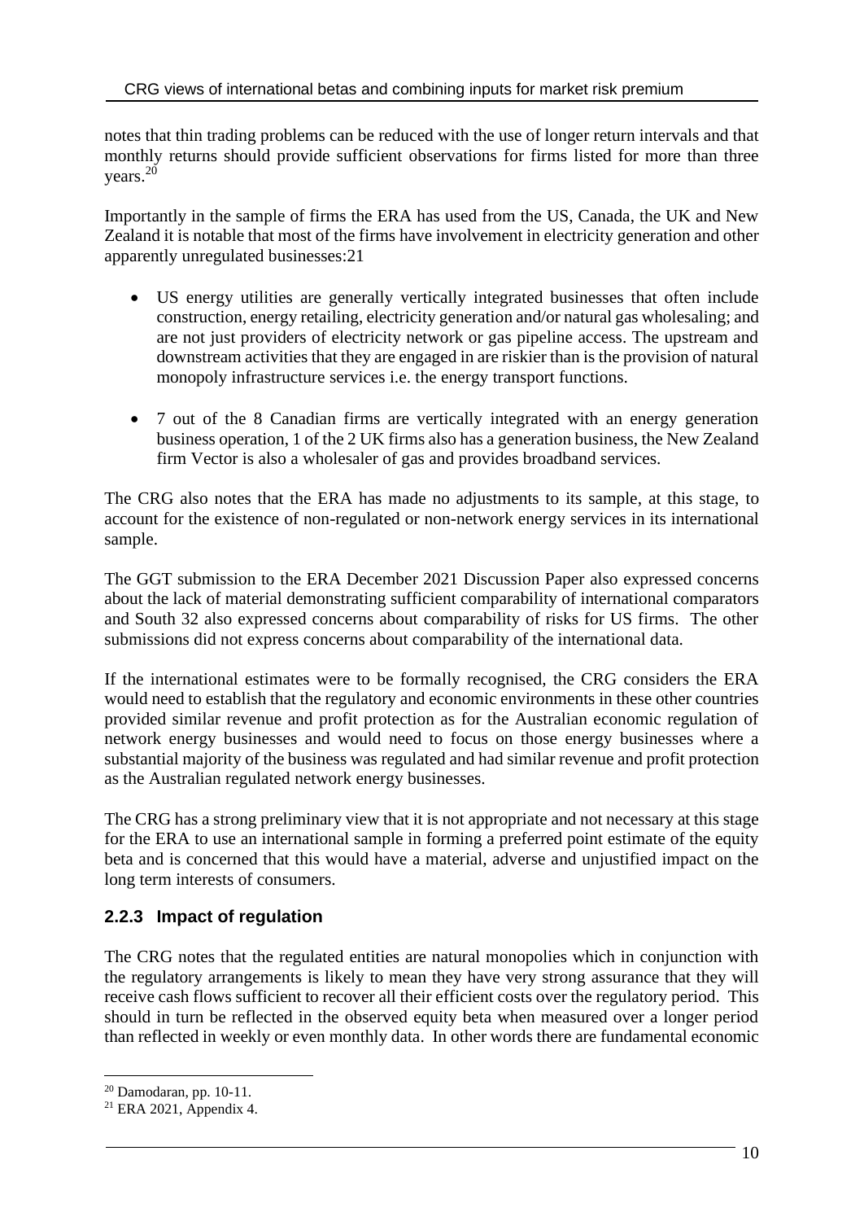notes that thin trading problems can be reduced with the use of longer return intervals and that monthly returns should provide sufficient observations for firms listed for more than three years.[20]

Importantly in the sample of firms the ERA has used from the US, Canada, the UK and New Zealand it is notable that most of the firms have involvement in electricity generation and other apparently unregulated businesses:21

- US energy utilities are generally vertically integrated businesses that often include construction, energy retailing, electricity generation and/or natural gas wholesaling; and are not just providers of electricity network or gas pipeline access. The upstream and downstream activities that they are engaged in are riskier than is the provision of natural monopoly infrastructure services i.e. the energy transport functions.

- 7 out of the 8 Canadian firms are vertically integrated with an energy generation business operation, 1 of the 2 UK firms also has a generation business, the New Zealand firm Vector is also a wholesaler of gas and provides broadband services.

The CRG also notes that the ERA has made no adjustments to its sample, at this stage, to account for the existence of non-regulated or non-network energy services in its international sample.

The GGT submission to the ERA December 2021 Discussion Paper also expressed concerns about the lack of material demonstrating sufficient comparability of international comparators and South 32 also expressed concerns about comparability of risks for US firms. The other submissions did not express concerns about comparability of the international data.

If the international estimates were to be formally recognised, the CRG considers the ERA would need to establish that the regulatory and economic environments in these other countries provided similar revenue and profit protection as for the Australian economic regulation of network energy businesses and would need to focus on those energy businesses where a substantial majority of the business was regulated and had similar revenue and profit protection as the Australian regulated network energy businesses.

The CRG has a strong preliminary view that it is not appropriate and not necessary at this stage for the ERA to use an international sample in forming a preferred point estimate of the equity beta and is concerned that this would have a material, adverse and unjustified impact on the long term interests of consumers.

### 2.2.3 Impact of regulation

The CRG notes that the regulated entities are natural monopolies which in conjunction with the regulatory arrangements is likely to mean they have very strong assurance that they will receive cash flows sufficient to recover all their efficient costs over the regulatory period. This should in turn be reflected in the observed equity beta when measured over a longer period than reflected in weekly or even monthly data. In other words there are fundamental economic

[20] Damodaran, pp. 10-11.

[21] ERA 2021, Appendix 4.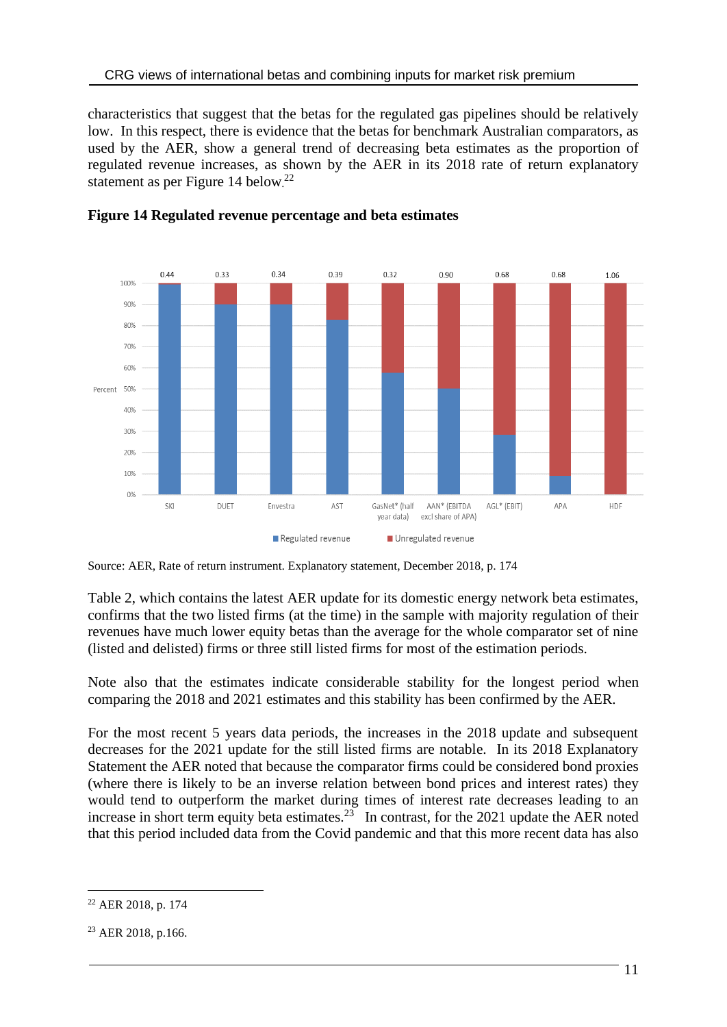characteristics that suggest that the betas for the regulated gas pipelines should be relatively low. In this respect, there is evidence that the betas for benchmark Australian comparators, as used by the AER, show a general trend of decreasing beta estimates as the proportion of regulated revenue increases, as shown by the AER in its 2018 rate of return explanatory statement as per Figure 14 below.[22]

**Figure 14 Regulated revenue percentage and beta estimates**

0.44
0.33
0.34
0.39
0.32
0.90
0.68
0.68
1.06

Percent
100%
90%
80%
70%
60%
50%
40%
30%
20%
10%
0%

SKI
DUET
Envestra
AST
GasNet* (half year data)
AAN* (EBITDA excl share of APA)
AGL* (EBIT)
APA
HDF

Regulated revenue
Unregulated revenue

Source: AER, Rate of return instrument. Explanatory statement, December 2018, p. 174

Table 2, which contains the latest AER update for its domestic energy network beta estimates, confirms that the two listed firms (at the time) in the sample with majority regulation of their revenues have much lower equity betas than the average for the whole comparator set of nine (listed and delisted) firms or three still listed firms for most of the estimation periods.

Note also that the estimates indicate considerable stability for the longest period when comparing the 2018 and 2021 estimates and this stability has been confirmed by the AER.

For the most recent 5 years data periods, the increases in the 2018 update and subsequent decreases for the 2021 update for the still listed firms are notable. In its 2018 Explanatory Statement the AER noted that because the comparator firms could be considered bond proxies (where there is likely to be an inverse relation between bond prices and interest rates) they would tend to outperform the market during times of interest rate decreases leading to an increase in short term equity beta estimates.[23] In contrast, for the 2021 update the AER noted that this period included data from the Covid pandemic and that this more recent data has also

[22] AER 2018, p. 174

[23] AER 2018, p.166.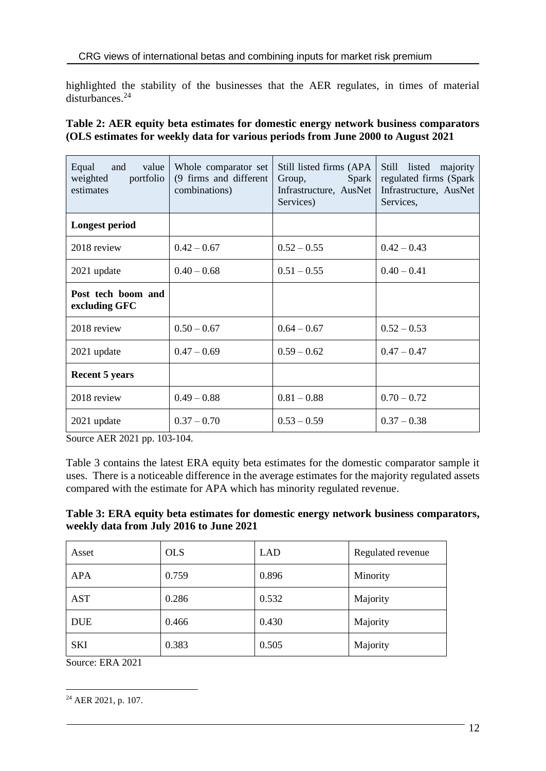highlighted the stability of the businesses that the AER regulates, in times of material disturbances.[24]

**Table 2: AER equity beta estimates for domestic energy network business comparators (OLS estimates for weekly data for various periods from June 2000 to August 2021**

| Equal and value weighted portfolio estimates | Whole comparator set (9 firms and different combinations) | Still listed firms (APA Group, Spark Infrastructure, AusNet Services) | Still listed majority regulated firms (Spark Infrastructure, AusNet Services, |
|---|---|---|---|
| **Longest period** | | | |
| 2018 review | 0.42 – 0.67 | 0.52 – 0.55 | 0.42 – 0.43 |
| 2021 update | 0.40 – 0.68 | 0.51 – 0.55 | 0.40 – 0.41 |
| **Post tech boom and excluding GFC** | | | |
| 2018 review | 0.50 – 0.67 | 0.64 – 0.67 | 0.52 – 0.53 |
| 2021 update | 0.47 – 0.69 | 0.59 – 0.62 | 0.47 – 0.47 |
| **Recent 5 years** | | | |
| 2018 review | 0.49 – 0.88 | 0.81 – 0.88 | 0.70 – 0.72 |
| 2021 update | 0.37 – 0.70 | 0.53 – 0.59 | 0.37 – 0.38 |

Source AER 2021 pp. 103-104.

Table 3 contains the latest ERA equity beta estimates for the domestic comparator sample it uses. There is a noticeable difference in the average estimates for the majority regulated assets compared with the estimate for APA which has minority regulated revenue.

**Table 3: ERA equity beta estimates for domestic energy network business comparators, weekly data from July 2016 to June 2021**

| Asset | OLS | LAD | Regulated revenue |
|---|---|---|---|
| APA | 0.759 | 0.896 | Minority |
| AST | 0.286 | 0.532 | Majority |
| DUE | 0.466 | 0.430 | Majority |
| SKI | 0.383 | 0.505 | Majority |

Source: ERA 2021

[24] AER 2021, p. 107.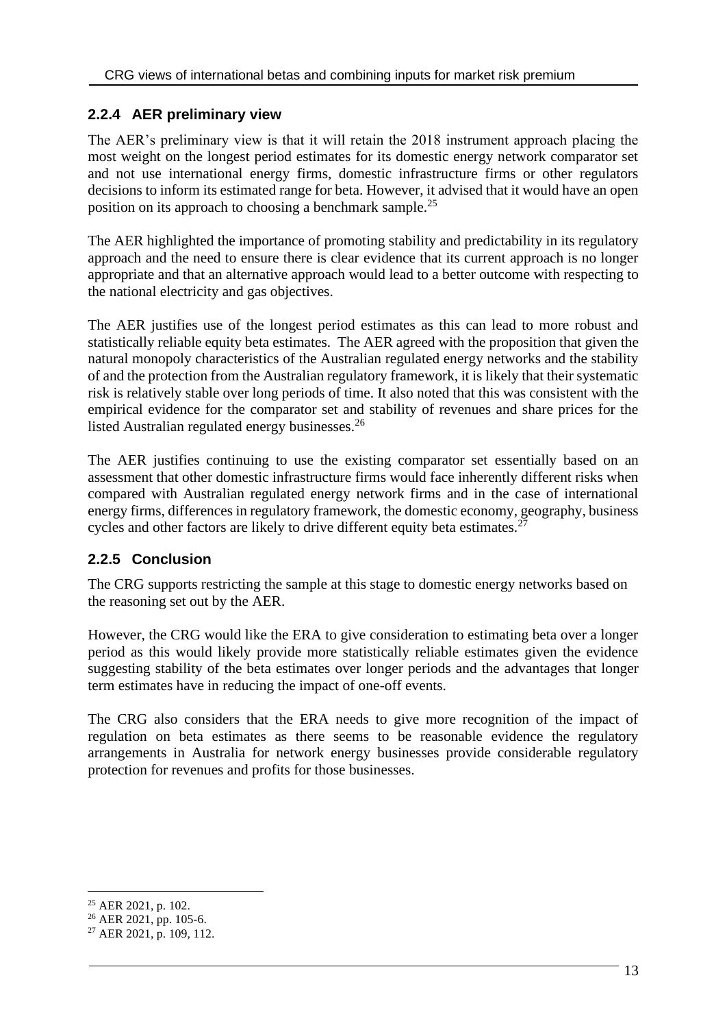### 2.2.4 AER preliminary view

The AER's preliminary view is that it will retain the 2018 instrument approach placing the most weight on the longest period estimates for its domestic energy network comparator set and not use international energy firms, domestic infrastructure firms or other regulators decisions to inform its estimated range for beta. However, it advised that it would have an open position on its approach to choosing a benchmark sample.[25]

The AER highlighted the importance of promoting stability and predictability in its regulatory approach and the need to ensure there is clear evidence that its current approach is no longer appropriate and that an alternative approach would lead to a better outcome with respecting to the national electricity and gas objectives.

The AER justifies use of the longest period estimates as this can lead to more robust and statistically reliable equity beta estimates. The AER agreed with the proposition that given the natural monopoly characteristics of the Australian regulated energy networks and the stability of and the protection from the Australian regulatory framework, it is likely that their systematic risk is relatively stable over long periods of time. It also noted that this was consistent with the empirical evidence for the comparator set and stability of revenues and share prices for the listed Australian regulated energy businesses.[26]

The AER justifies continuing to use the existing comparator set essentially based on an assessment that other domestic infrastructure firms would face inherently different risks when compared with Australian regulated energy network firms and in the case of international energy firms, differences in regulatory framework, the domestic economy, geography, business cycles and other factors are likely to drive different equity beta estimates.[27]

### 2.2.5 Conclusion

The CRG supports restricting the sample at this stage to domestic energy networks based on the reasoning set out by the AER.

However, the CRG would like the ERA to give consideration to estimating beta over a longer period as this would likely provide more statistically reliable estimates given the evidence suggesting stability of the beta estimates over longer periods and the advantages that longer term estimates have in reducing the impact of one-off events.

The CRG also considers that the ERA needs to give more recognition of the impact of regulation on beta estimates as there seems to be reasonable evidence the regulatory arrangements in Australia for network energy businesses provide considerable regulatory protection for revenues and profits for those businesses.

---

[25] AER 2021, p. 102.

[26] AER 2021, pp. 105-6.

[27] AER 2021, p. 109, 112.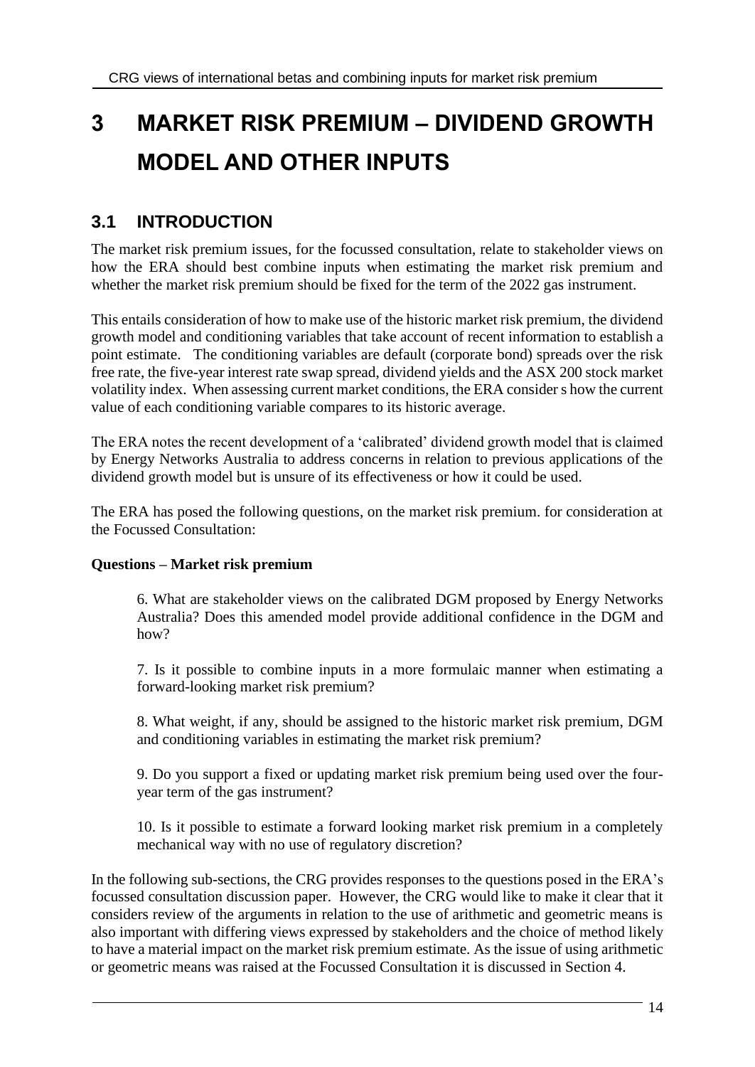# 3 MARKET RISK PREMIUM – DIVIDEND GROWTH MODEL AND OTHER INPUTS

## 3.1 INTRODUCTION

The market risk premium issues, for the focussed consultation, relate to stakeholder views on how the ERA should best combine inputs when estimating the market risk premium and whether the market risk premium should be fixed for the term of the 2022 gas instrument.

This entails consideration of how to make use of the historic market risk premium, the dividend growth model and conditioning variables that take account of recent information to establish a point estimate. The conditioning variables are default (corporate bond) spreads over the risk free rate, the five-year interest rate swap spread, dividend yields and the ASX 200 stock market volatility index. When assessing current market conditions, the ERA consider s how the current value of each conditioning variable compares to its historic average.

The ERA notes the recent development of a 'calibrated' dividend growth model that is claimed by Energy Networks Australia to address concerns in relation to previous applications of the dividend growth model but is unsure of its effectiveness or how it could be used.

The ERA has posed the following questions, on the market risk premium. for consideration at the Focussed Consultation:

**Questions – Market risk premium**

> 6. What are stakeholder views on the calibrated DGM proposed by Energy Networks Australia? Does this amended model provide additional confidence in the DGM and how?
>
> 7. Is it possible to combine inputs in a more formulaic manner when estimating a forward-looking market risk premium?
>
> 8. What weight, if any, should be assigned to the historic market risk premium, DGM and conditioning variables in estimating the market risk premium?
>
> 9. Do you support a fixed or updating market risk premium being used over the four-year term of the gas instrument?
>
> 10. Is it possible to estimate a forward looking market risk premium in a completely mechanical way with no use of regulatory discretion?

In the following sub-sections, the CRG provides responses to the questions posed in the ERA's focussed consultation discussion paper. However, the CRG would like to make it clear that it considers review of the arguments in relation to the use of arithmetic and geometric means is also important with differing views expressed by stakeholders and the choice of method likely to have a material impact on the market risk premium estimate. As the issue of using arithmetic or geometric means was raised at the Focussed Consultation it is discussed in Section 4.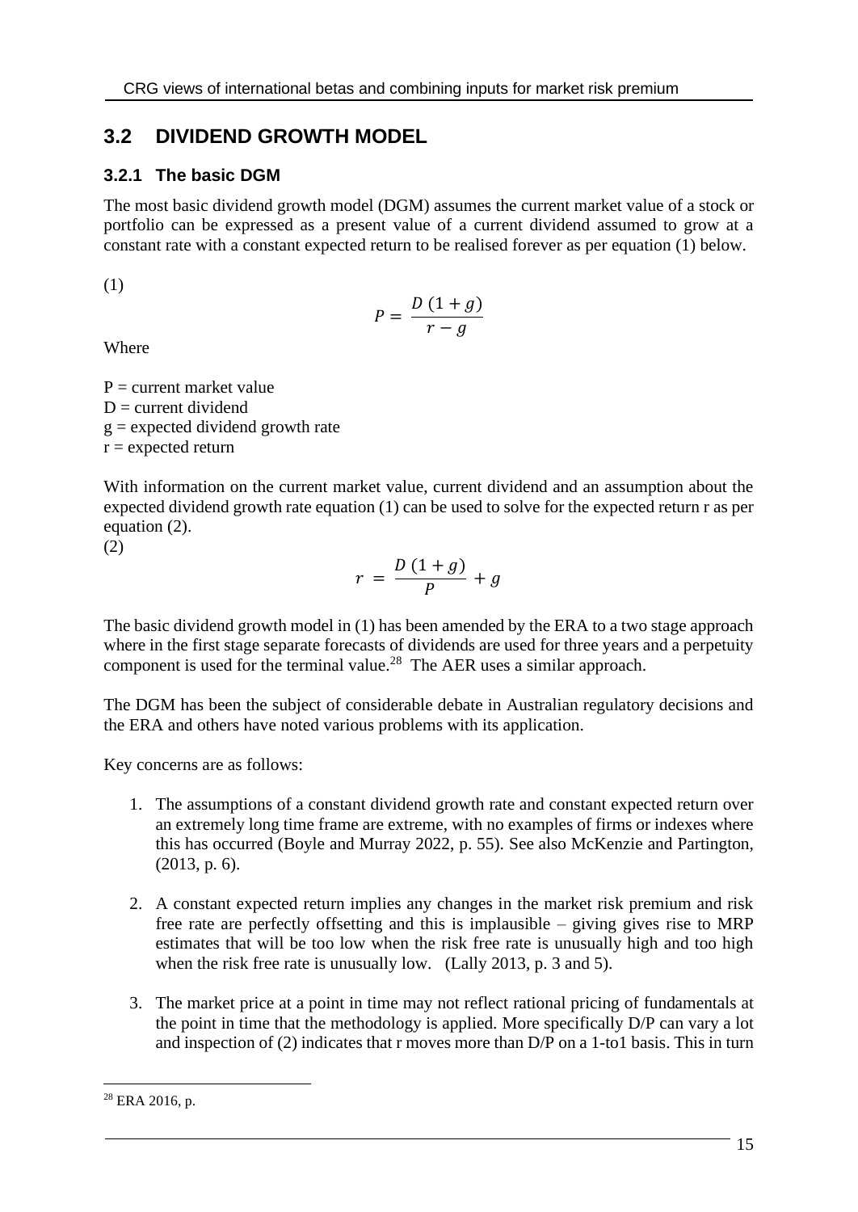## 3.2 DIVIDEND GROWTH MODEL

### 3.2.1 The basic DGM

The most basic dividend growth model (DGM) assumes the current market value of a stock or portfolio can be expressed as a present value of a current dividend assumed to grow at a constant rate with a constant expected return to be realised forever as per equation (1) below.

(1)

$$P = \frac{D\,(1+g)}{r-g}$$

Where

P = current market value
D = current dividend
g = expected dividend growth rate
r = expected return

With information on the current market value, current dividend and an assumption about the expected dividend growth rate equation (1) can be used to solve for the expected return r as per equation (2).

(2)

$$r = \frac{D\,(1+g)}{P} + g$$

The basic dividend growth model in (1) has been amended by the ERA to a two stage approach where in the first stage separate forecasts of dividends are used for three years and a perpetuity component is used for the terminal value.[28] The AER uses a similar approach.

The DGM has been the subject of considerable debate in Australian regulatory decisions and the ERA and others have noted various problems with its application.

Key concerns are as follows:

1. The assumptions of a constant dividend growth rate and constant expected return over an extremely long time frame are extreme, with no examples of firms or indexes where this has occurred (Boyle and Murray 2022, p. 55). See also McKenzie and Partington, (2013, p. 6).

2. A constant expected return implies any changes in the market risk premium and risk free rate are perfectly offsetting and this is implausible – giving gives rise to MRP estimates that will be too low when the risk free rate is unusually high and too high when the risk free rate is unusually low. (Lally 2013, p. 3 and 5).

3. The market price at a point in time may not reflect rational pricing of fundamentals at the point in time that the methodology is applied. More specifically D/P can vary a lot and inspection of (2) indicates that r moves more than D/P on a 1-to1 basis. This in turn

[28] ERA 2016, p.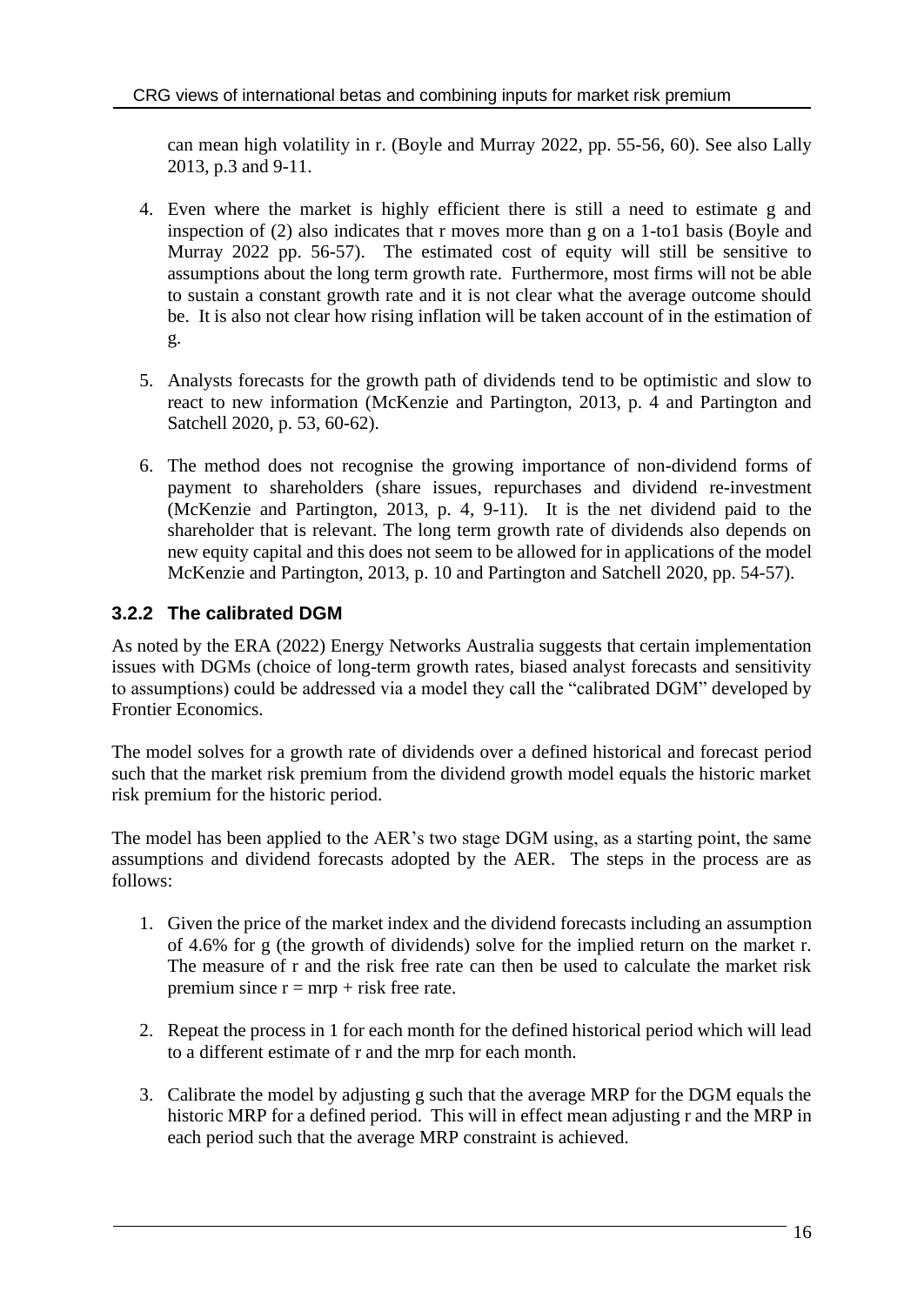can mean high volatility in r. (Boyle and Murray 2022, pp. 55-56, 60). See also Lally 2013, p.3 and 9-11.

4. Even where the market is highly efficient there is still a need to estimate g and inspection of (2) also indicates that r moves more than g on a 1-to1 basis (Boyle and Murray 2022 pp. 56-57). The estimated cost of equity will still be sensitive to assumptions about the long term growth rate. Furthermore, most firms will not be able to sustain a constant growth rate and it is not clear what the average outcome should be. It is also not clear how rising inflation will be taken account of in the estimation of g.

5. Analysts forecasts for the growth path of dividends tend to be optimistic and slow to react to new information (McKenzie and Partington, 2013, p. 4 and Partington and Satchell 2020, p. 53, 60-62).

6. The method does not recognise the growing importance of non-dividend forms of payment to shareholders (share issues, repurchases and dividend re-investment (McKenzie and Partington, 2013, p. 4, 9-11). It is the net dividend paid to the shareholder that is relevant. The long term growth rate of dividends also depends on new equity capital and this does not seem to be allowed for in applications of the model McKenzie and Partington, 2013, p. 10 and Partington and Satchell 2020, pp. 54-57).

### 3.2.2 The calibrated DGM

As noted by the ERA (2022) Energy Networks Australia suggests that certain implementation issues with DGMs (choice of long-term growth rates, biased analyst forecasts and sensitivity to assumptions) could be addressed via a model they call the "calibrated DGM" developed by Frontier Economics.

The model solves for a growth rate of dividends over a defined historical and forecast period such that the market risk premium from the dividend growth model equals the historic market risk premium for the historic period.

The model has been applied to the AER's two stage DGM using, as a starting point, the same assumptions and dividend forecasts adopted by the AER. The steps in the process are as follows:

1. Given the price of the market index and the dividend forecasts including an assumption of 4.6% for g (the growth of dividends) solve for the implied return on the market r. The measure of r and the risk free rate can then be used to calculate the market risk premium since r = mrp + risk free rate.

2. Repeat the process in 1 for each month for the defined historical period which will lead to a different estimate of r and the mrp for each month.

3. Calibrate the model by adjusting g such that the average MRP for the DGM equals the historic MRP for a defined period. This will in effect mean adjusting r and the MRP in each period such that the average MRP constraint is achieved.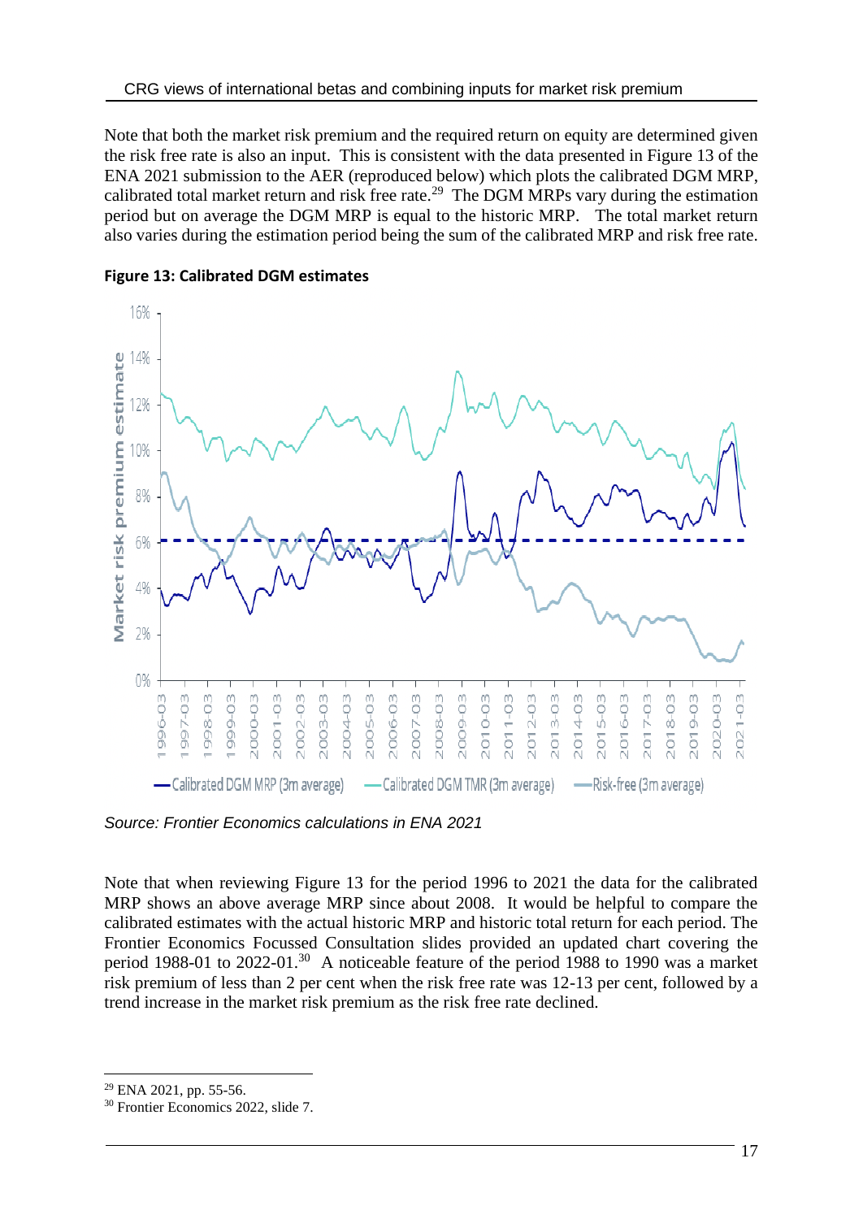Note that both the market risk premium and the required return on equity are determined given the risk free rate is also an input. This is consistent with the data presented in Figure 13 of the ENA 2021 submission to the AER (reproduced below) which plots the calibrated DGM MRP, calibrated total market return and risk free rate.[29] The DGM MRPs vary during the estimation period but on average the DGM MRP is equal to the historic MRP. The total market return also varies during the estimation period being the sum of the calibrated MRP and risk free rate.

**Figure 13: Calibrated DGM estimates**

*Source: Frontier Economics calculations in ENA 2021*

Note that when reviewing Figure 13 for the period 1996 to 2021 the data for the calibrated MRP shows an above average MRP since about 2008. It would be helpful to compare the calibrated estimates with the actual historic MRP and historic total return for each period. The Frontier Economics Focussed Consultation slides provided an updated chart covering the period 1988-01 to 2022-01.[30] A noticeable feature of the period 1988 to 1990 was a market risk premium of less than 2 per cent when the risk free rate was 12-13 per cent, followed by a trend increase in the market risk premium as the risk free rate declined.

[29] ENA 2021, pp. 55-56.

[30] Frontier Economics 2022, slide 7.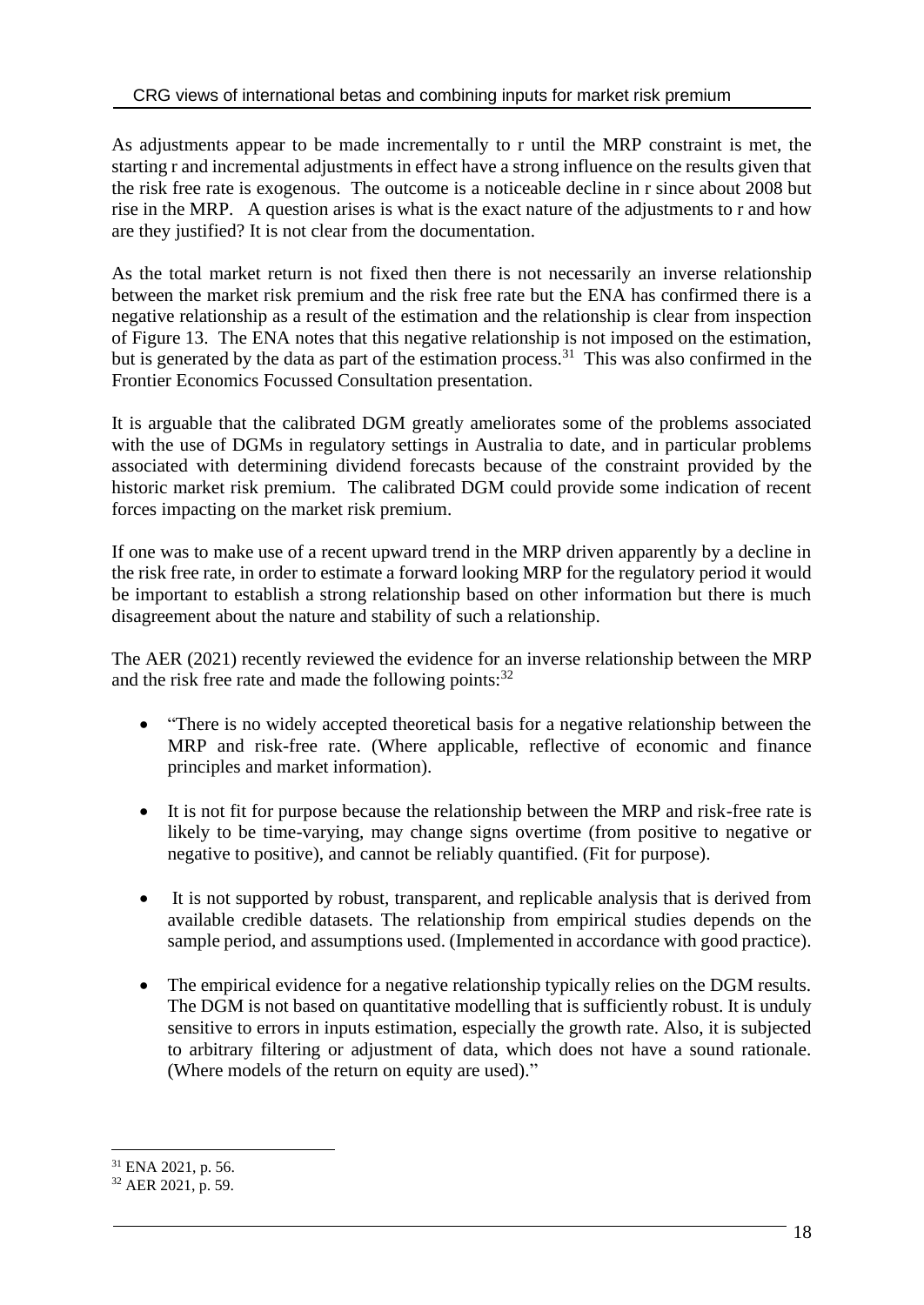As adjustments appear to be made incrementally to r until the MRP constraint is met, the starting r and incremental adjustments in effect have a strong influence on the results given that the risk free rate is exogenous. The outcome is a noticeable decline in r since about 2008 but rise in the MRP. A question arises is what is the exact nature of the adjustments to r and how are they justified? It is not clear from the documentation.

As the total market return is not fixed then there is not necessarily an inverse relationship between the market risk premium and the risk free rate but the ENA has confirmed there is a negative relationship as a result of the estimation and the relationship is clear from inspection of Figure 13. The ENA notes that this negative relationship is not imposed on the estimation, but is generated by the data as part of the estimation process.[31] This was also confirmed in the Frontier Economics Focussed Consultation presentation.

It is arguable that the calibrated DGM greatly ameliorates some of the problems associated with the use of DGMs in regulatory settings in Australia to date, and in particular problems associated with determining dividend forecasts because of the constraint provided by the historic market risk premium. The calibrated DGM could provide some indication of recent forces impacting on the market risk premium.

If one was to make use of a recent upward trend in the MRP driven apparently by a decline in the risk free rate, in order to estimate a forward looking MRP for the regulatory period it would be important to establish a strong relationship based on other information but there is much disagreement about the nature and stability of such a relationship.

The AER (2021) recently reviewed the evidence for an inverse relationship between the MRP and the risk free rate and made the following points:[32]

- "There is no widely accepted theoretical basis for a negative relationship between the MRP and risk-free rate. (Where applicable, reflective of economic and finance principles and market information).
- It is not fit for purpose because the relationship between the MRP and risk-free rate is likely to be time-varying, may change signs overtime (from positive to negative or negative to positive), and cannot be reliably quantified. (Fit for purpose).
- It is not supported by robust, transparent, and replicable analysis that is derived from available credible datasets. The relationship from empirical studies depends on the sample period, and assumptions used. (Implemented in accordance with good practice).
- The empirical evidence for a negative relationship typically relies on the DGM results. The DGM is not based on quantitative modelling that is sufficiently robust. It is unduly sensitive to errors in inputs estimation, especially the growth rate. Also, it is subjected to arbitrary filtering or adjustment of data, which does not have a sound rationale. (Where models of the return on equity are used)."

[31] ENA 2021, p. 56.

[32] AER 2021, p. 59.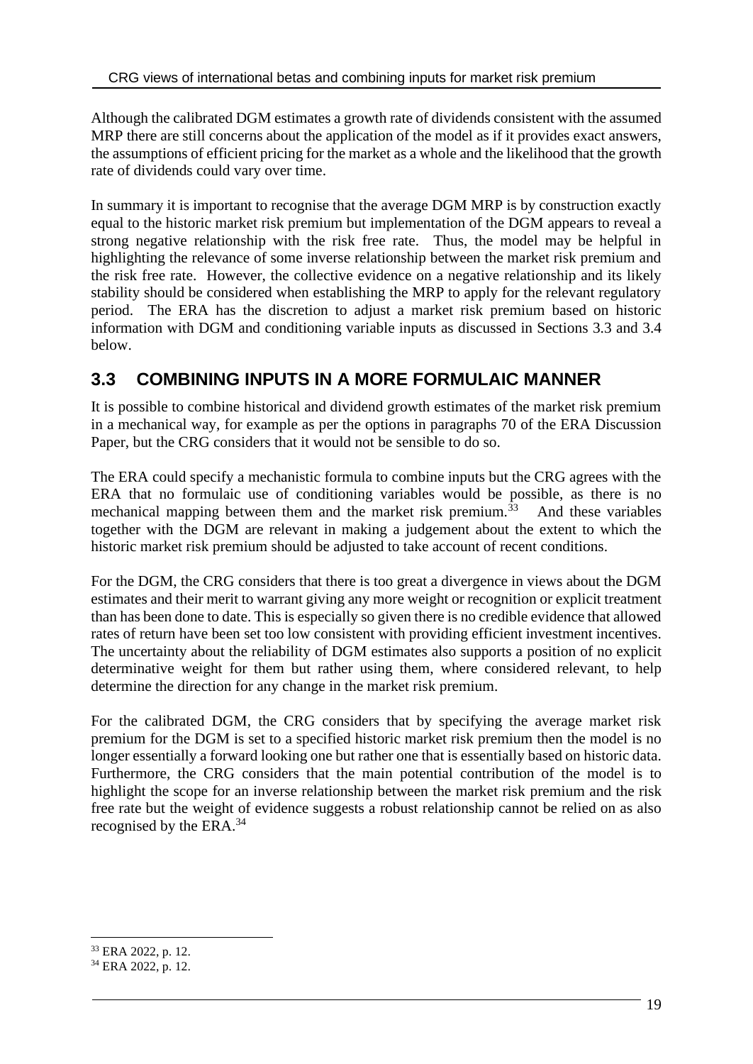Although the calibrated DGM estimates a growth rate of dividends consistent with the assumed MRP there are still concerns about the application of the model as if it provides exact answers, the assumptions of efficient pricing for the market as a whole and the likelihood that the growth rate of dividends could vary over time.

In summary it is important to recognise that the average DGM MRP is by construction exactly equal to the historic market risk premium but implementation of the DGM appears to reveal a strong negative relationship with the risk free rate. Thus, the model may be helpful in highlighting the relevance of some inverse relationship between the market risk premium and the risk free rate. However, the collective evidence on a negative relationship and its likely stability should be considered when establishing the MRP to apply for the relevant regulatory period. The ERA has the discretion to adjust a market risk premium based on historic information with DGM and conditioning variable inputs as discussed in Sections 3.3 and 3.4 below.

## 3.3 COMBINING INPUTS IN A MORE FORMULAIC MANNER

It is possible to combine historical and dividend growth estimates of the market risk premium in a mechanical way, for example as per the options in paragraphs 70 of the ERA Discussion Paper, but the CRG considers that it would not be sensible to do so.

The ERA could specify a mechanistic formula to combine inputs but the CRG agrees with the ERA that no formulaic use of conditioning variables would be possible, as there is no mechanical mapping between them and the market risk premium.[33] And these variables together with the DGM are relevant in making a judgement about the extent to which the historic market risk premium should be adjusted to take account of recent conditions.

For the DGM, the CRG considers that there is too great a divergence in views about the DGM estimates and their merit to warrant giving any more weight or recognition or explicit treatment than has been done to date. This is especially so given there is no credible evidence that allowed rates of return have been set too low consistent with providing efficient investment incentives. The uncertainty about the reliability of DGM estimates also supports a position of no explicit determinative weight for them but rather using them, where considered relevant, to help determine the direction for any change in the market risk premium.

For the calibrated DGM, the CRG considers that by specifying the average market risk premium for the DGM is set to a specified historic market risk premium then the model is no longer essentially a forward looking one but rather one that is essentially based on historic data. Furthermore, the CRG considers that the main potential contribution of the model is to highlight the scope for an inverse relationship between the market risk premium and the risk free rate but the weight of evidence suggests a robust relationship cannot be relied on as also recognised by the ERA.[34]

[33] ERA 2022, p. 12.

[34] ERA 2022, p. 12.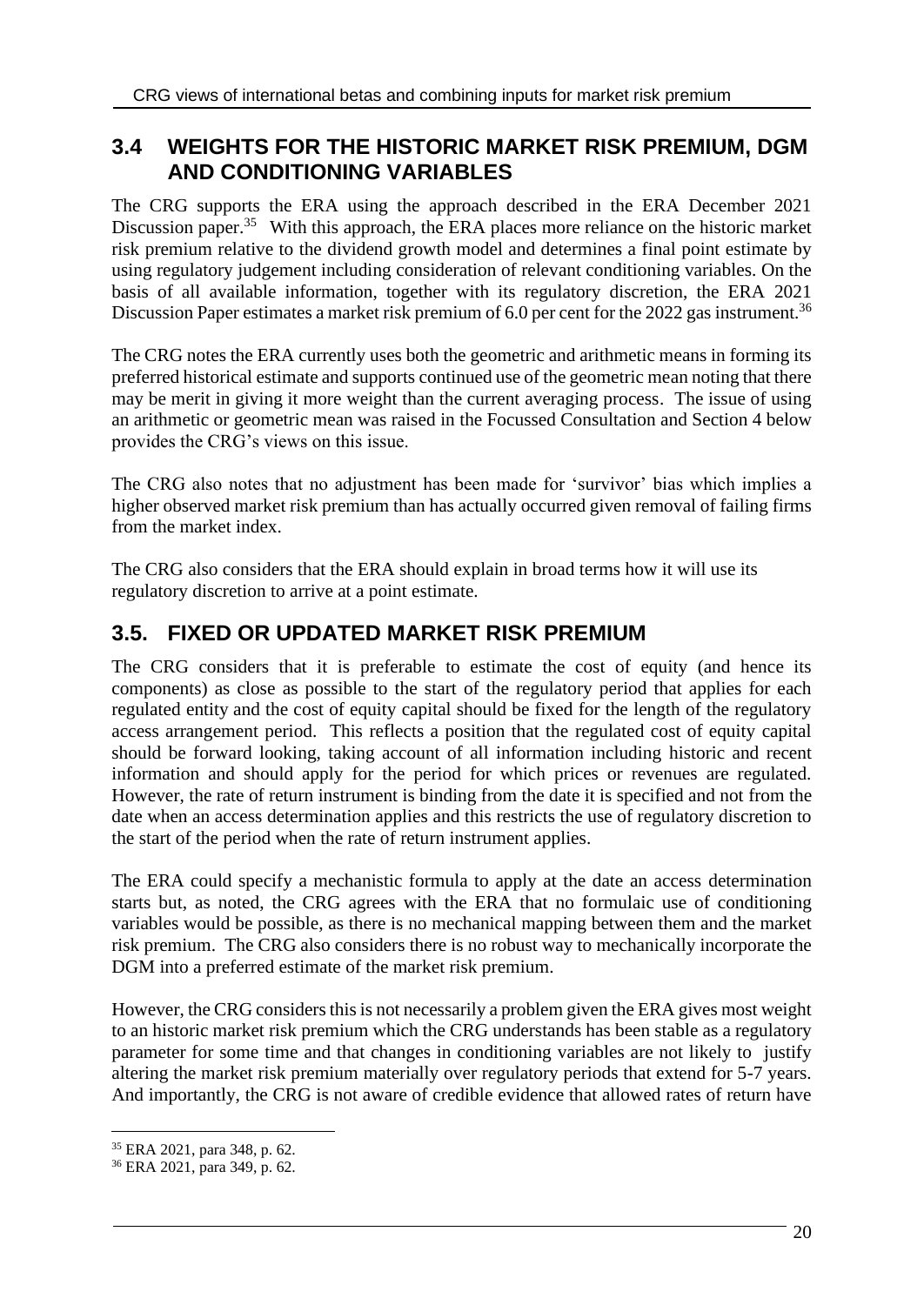## 3.4 WEIGHTS FOR THE HISTORIC MARKET RISK PREMIUM, DGM AND CONDITIONING VARIABLES

The CRG supports the ERA using the approach described in the ERA December 2021 Discussion paper.[35] With this approach, the ERA places more reliance on the historic market risk premium relative to the dividend growth model and determines a final point estimate by using regulatory judgement including consideration of relevant conditioning variables. On the basis of all available information, together with its regulatory discretion, the ERA 2021 Discussion Paper estimates a market risk premium of 6.0 per cent for the 2022 gas instrument.[36]

The CRG notes the ERA currently uses both the geometric and arithmetic means in forming its preferred historical estimate and supports continued use of the geometric mean noting that there may be merit in giving it more weight than the current averaging process. The issue of using an arithmetic or geometric mean was raised in the Focussed Consultation and Section 4 below provides the CRG's views on this issue.

The CRG also notes that no adjustment has been made for 'survivor' bias which implies a higher observed market risk premium than has actually occurred given removal of failing firms from the market index.

The CRG also considers that the ERA should explain in broad terms how it will use its regulatory discretion to arrive at a point estimate.

## 3.5. FIXED OR UPDATED MARKET RISK PREMIUM

The CRG considers that it is preferable to estimate the cost of equity (and hence its components) as close as possible to the start of the regulatory period that applies for each regulated entity and the cost of equity capital should be fixed for the length of the regulatory access arrangement period. This reflects a position that the regulated cost of equity capital should be forward looking, taking account of all information including historic and recent information and should apply for the period for which prices or revenues are regulated. However, the rate of return instrument is binding from the date it is specified and not from the date when an access determination applies and this restricts the use of regulatory discretion to the start of the period when the rate of return instrument applies.

The ERA could specify a mechanistic formula to apply at the date an access determination starts but, as noted, the CRG agrees with the ERA that no formulaic use of conditioning variables would be possible, as there is no mechanical mapping between them and the market risk premium. The CRG also considers there is no robust way to mechanically incorporate the DGM into a preferred estimate of the market risk premium.

However, the CRG considers this is not necessarily a problem given the ERA gives most weight to an historic market risk premium which the CRG understands has been stable as a regulatory parameter for some time and that changes in conditioning variables are not likely to justify altering the market risk premium materially over regulatory periods that extend for 5-7 years. And importantly, the CRG is not aware of credible evidence that allowed rates of return have

[35] ERA 2021, para 348, p. 62.

[36] ERA 2021, para 349, p. 62.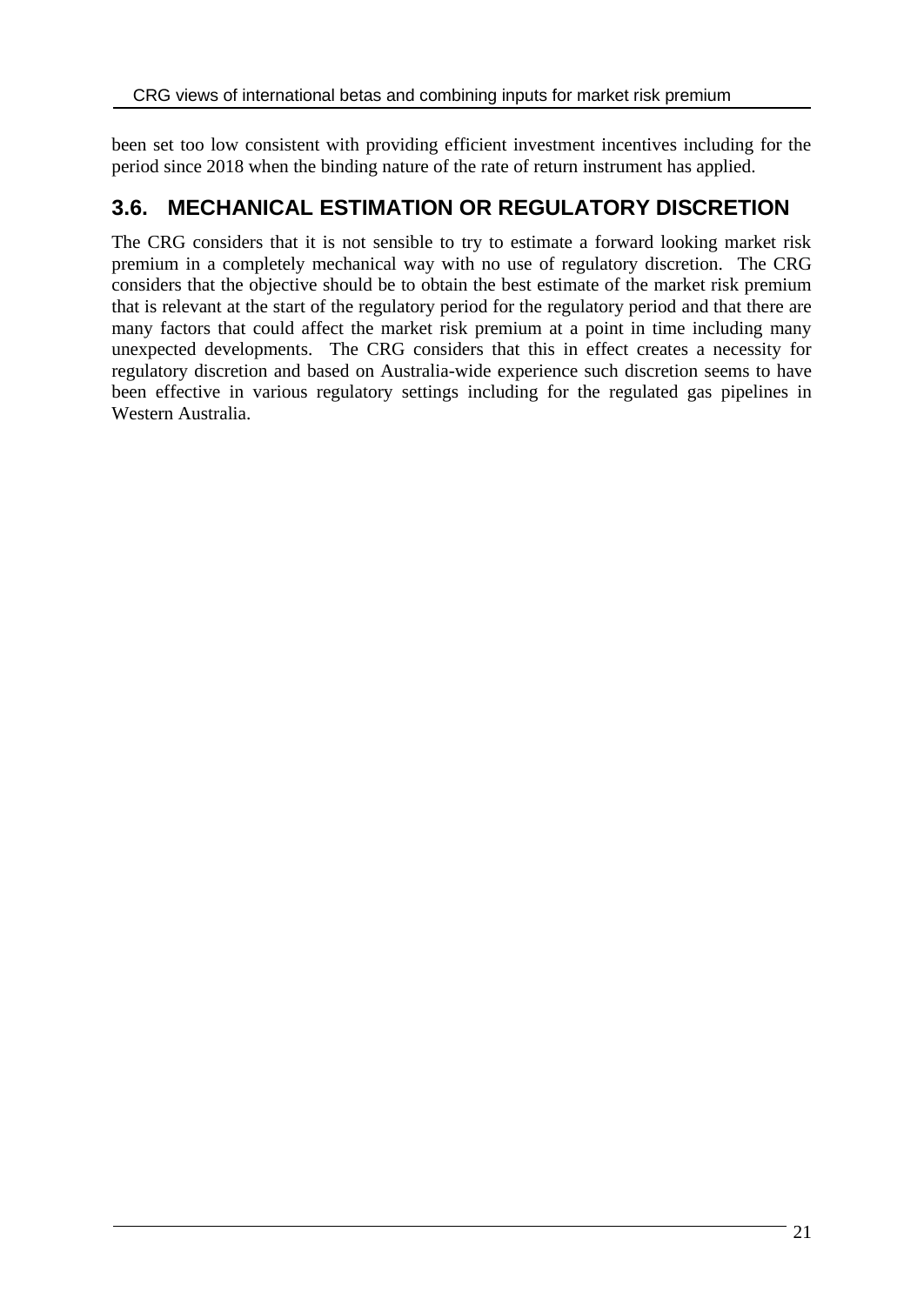been set too low consistent with providing efficient investment incentives including for the period since 2018 when the binding nature of the rate of return instrument has applied.

## 3.6. MECHANICAL ESTIMATION OR REGULATORY DISCRETION

The CRG considers that it is not sensible to try to estimate a forward looking market risk premium in a completely mechanical way with no use of regulatory discretion. The CRG considers that the objective should be to obtain the best estimate of the market risk premium that is relevant at the start of the regulatory period for the regulatory period and that there are many factors that could affect the market risk premium at a point in time including many unexpected developments. The CRG considers that this in effect creates a necessity for regulatory discretion and based on Australia-wide experience such discretion seems to have been effective in various regulatory settings including for the regulated gas pipelines in Western Australia.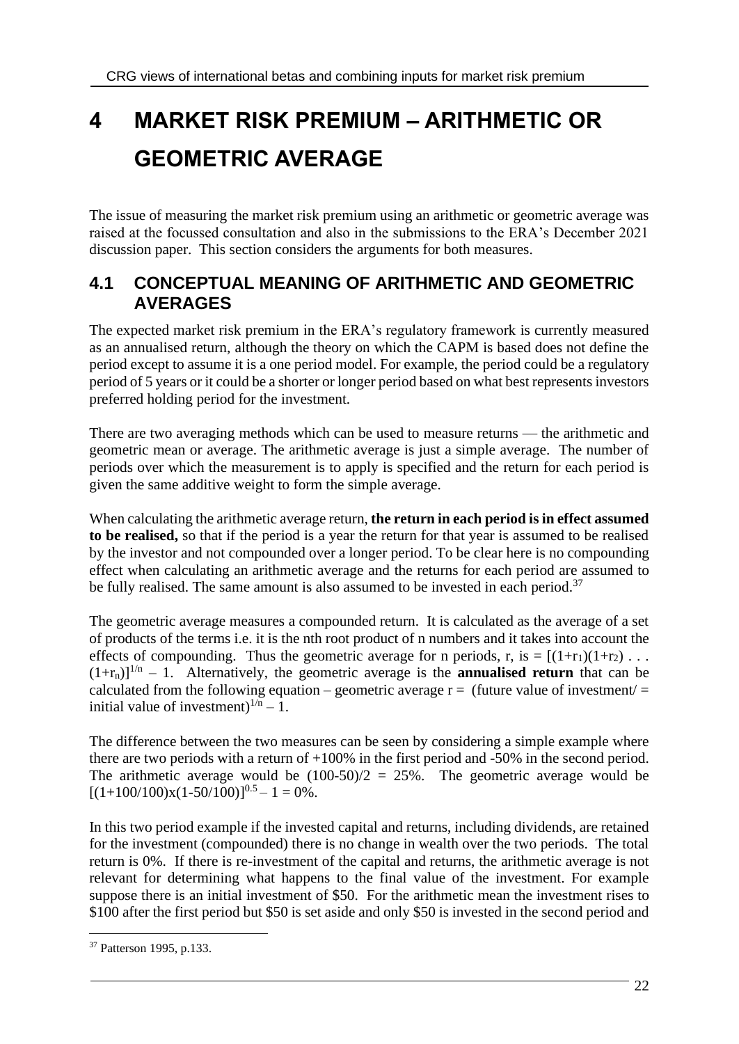# 4 MARKET RISK PREMIUM – ARITHMETIC OR GEOMETRIC AVERAGE

The issue of measuring the market risk premium using an arithmetic or geometric average was raised at the focussed consultation and also in the submissions to the ERA's December 2021 discussion paper. This section considers the arguments for both measures.

## 4.1 CONCEPTUAL MEANING OF ARITHMETIC AND GEOMETRIC AVERAGES

The expected market risk premium in the ERA's regulatory framework is currently measured as an annualised return, although the theory on which the CAPM is based does not define the period except to assume it is a one period model. For example, the period could be a regulatory period of 5 years or it could be a shorter or longer period based on what best represents investors preferred holding period for the investment.

There are two averaging methods which can be used to measure returns — the arithmetic and geometric mean or average. The arithmetic average is just a simple average. The number of periods over which the measurement is to apply is specified and the return for each period is given the same additive weight to form the simple average.

When calculating the arithmetic average return, **the return in each period is in effect assumed to be realised,** so that if the period is a year the return for that year is assumed to be realised by the investor and not compounded over a longer period. To be clear here is no compounding effect when calculating an arithmetic average and the returns for each period are assumed to be fully realised. The same amount is also assumed to be invested in each period.[37]

The geometric average measures a compounded return. It is calculated as the average of a set of products of the terms i.e. it is the nth root product of n numbers and it takes into account the effects of compounding. Thus the geometric average for n periods, r, is $= [(1+r_1)(1+r_2) \ldots (1+r_n)]^{1/n} - 1$. Alternatively, the geometric average is the **annualised return** that can be calculated from the following equation – geometric average r = (future value of investment/ = initial value of investment)$^{1/n} - 1$.

The difference between the two measures can be seen by considering a simple example where there are two periods with a return of +100% in the first period and -50% in the second period. The arithmetic average would be (100-50)/2 = 25%. The geometric average would be $[(1+100/100)x(1-50/100)]^{0.5} - 1 = 0\%$.

In this two period example if the invested capital and returns, including dividends, are retained for the investment (compounded) there is no change in wealth over the two periods. The total return is 0%. If there is re-investment of the capital and returns, the arithmetic average is not relevant for determining what happens to the final value of the investment. For example suppose there is an initial investment of \$50. For the arithmetic mean the investment rises to \$100 after the first period but \$50 is set aside and only \$50 is invested in the second period and

[37] Patterson 1995, p.133.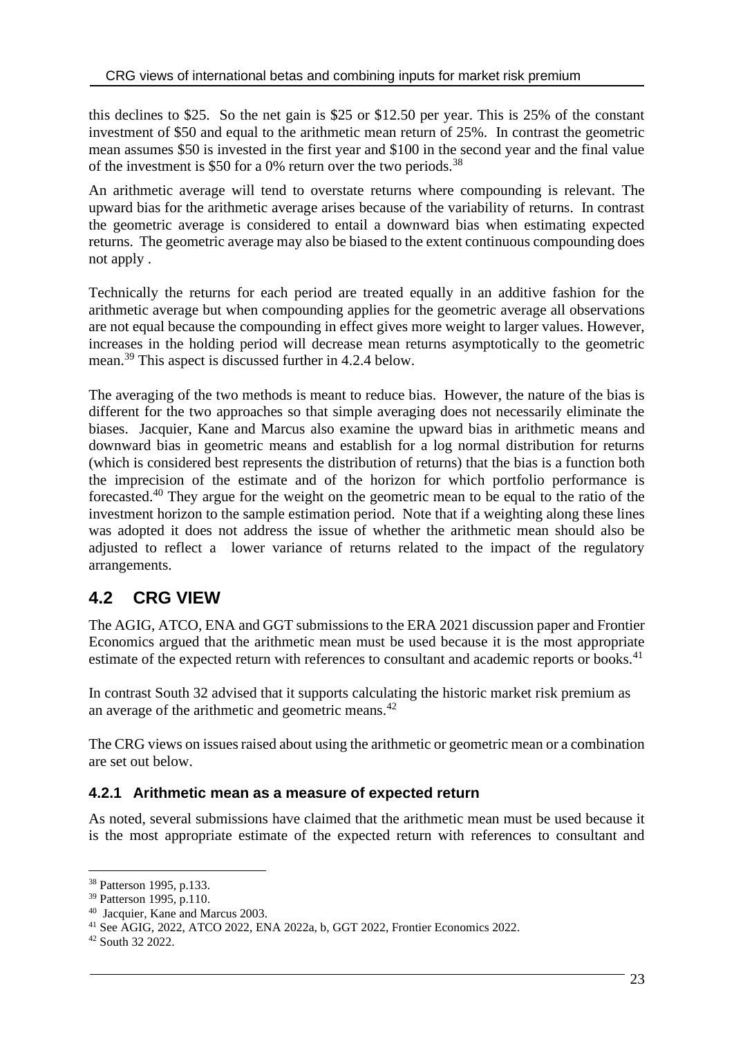this declines to $25. So the net gain is $25 or $12.50 per year. This is 25% of the constant investment of $50 and equal to the arithmetic mean return of 25%. In contrast the geometric mean assumes $50 is invested in the first year and $100 in the second year and the final value of the investment is $50 for a 0% return over the two periods.[38]

An arithmetic average will tend to overstate returns where compounding is relevant. The upward bias for the arithmetic average arises because of the variability of returns. In contrast the geometric average is considered to entail a downward bias when estimating expected returns. The geometric average may also be biased to the extent continuous compounding does not apply .

Technically the returns for each period are treated equally in an additive fashion for the arithmetic average but when compounding applies for the geometric average all observations are not equal because the compounding in effect gives more weight to larger values. However, increases in the holding period will decrease mean returns asymptotically to the geometric mean.[39] This aspect is discussed further in 4.2.4 below.

The averaging of the two methods is meant to reduce bias. However, the nature of the bias is different for the two approaches so that simple averaging does not necessarily eliminate the biases. Jacquier, Kane and Marcus also examine the upward bias in arithmetic means and downward bias in geometric means and establish for a log normal distribution for returns (which is considered best represents the distribution of returns) that the bias is a function both the imprecision of the estimate and of the horizon for which portfolio performance is forecasted.[40] They argue for the weight on the geometric mean to be equal to the ratio of the investment horizon to the sample estimation period. Note that if a weighting along these lines was adopted it does not address the issue of whether the arithmetic mean should also be adjusted to reflect a lower variance of returns related to the impact of the regulatory arrangements.

## 4.2 CRG VIEW

The AGIG, ATCO, ENA and GGT submissions to the ERA 2021 discussion paper and Frontier Economics argued that the arithmetic mean must be used because it is the most appropriate estimate of the expected return with references to consultant and academic reports or books.[41]

In contrast South 32 advised that it supports calculating the historic market risk premium as an average of the arithmetic and geometric means.[42]

The CRG views on issues raised about using the arithmetic or geometric mean or a combination are set out below.

### 4.2.1 Arithmetic mean as a measure of expected return

As noted, several submissions have claimed that the arithmetic mean must be used because it is the most appropriate estimate of the expected return with references to consultant and

[38] Patterson 1995, p.133.
[39] Patterson 1995, p.110.
[40] Jacquier, Kane and Marcus 2003.
[41] See AGIG, 2022, ATCO 2022, ENA 2022a, b, GGT 2022, Frontier Economics 2022.
[42] South 32 2022.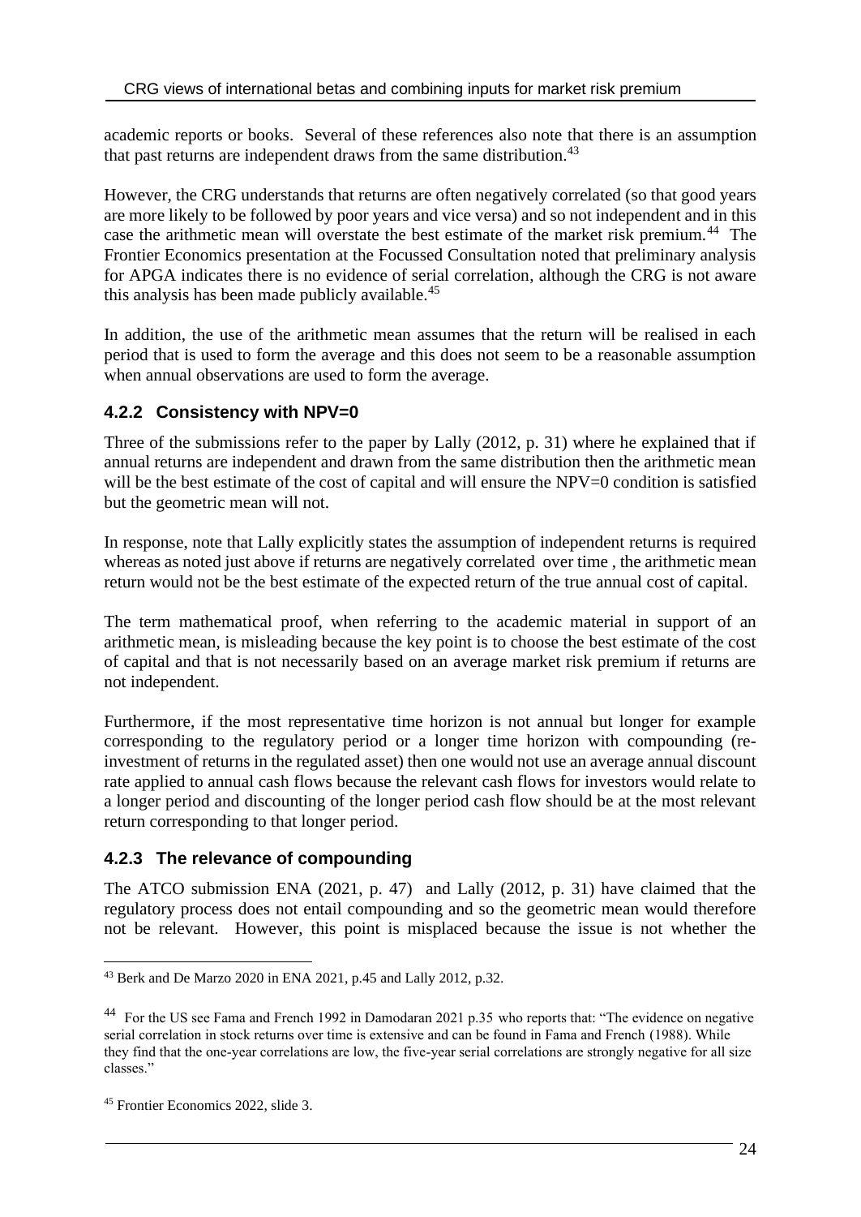academic reports or books. Several of these references also note that there is an assumption that past returns are independent draws from the same distribution.[43]

However, the CRG understands that returns are often negatively correlated (so that good years are more likely to be followed by poor years and vice versa) and so not independent and in this case the arithmetic mean will overstate the best estimate of the market risk premium.[44] The Frontier Economics presentation at the Focussed Consultation noted that preliminary analysis for APGA indicates there is no evidence of serial correlation, although the CRG is not aware this analysis has been made publicly available.[45]

In addition, the use of the arithmetic mean assumes that the return will be realised in each period that is used to form the average and this does not seem to be a reasonable assumption when annual observations are used to form the average.

### 4.2.2 Consistency with NPV=0

Three of the submissions refer to the paper by Lally (2012, p. 31) where he explained that if annual returns are independent and drawn from the same distribution then the arithmetic mean will be the best estimate of the cost of capital and will ensure the NPV=0 condition is satisfied but the geometric mean will not.

In response, note that Lally explicitly states the assumption of independent returns is required whereas as noted just above if returns are negatively correlated over time , the arithmetic mean return would not be the best estimate of the expected return of the true annual cost of capital.

The term mathematical proof, when referring to the academic material in support of an arithmetic mean, is misleading because the key point is to choose the best estimate of the cost of capital and that is not necessarily based on an average market risk premium if returns are not independent.

Furthermore, if the most representative time horizon is not annual but longer for example corresponding to the regulatory period or a longer time horizon with compounding (re-investment of returns in the regulated asset) then one would not use an average annual discount rate applied to annual cash flows because the relevant cash flows for investors would relate to a longer period and discounting of the longer period cash flow should be at the most relevant return corresponding to that longer period.

### 4.2.3 The relevance of compounding

The ATCO submission ENA (2021, p. 47) and Lally (2012, p. 31) have claimed that the regulatory process does not entail compounding and so the geometric mean would therefore not be relevant. However, this point is misplaced because the issue is not whether the

---

[43] Berk and De Marzo 2020 in ENA 2021, p.45 and Lally 2012, p.32.

[44] For the US see Fama and French 1992 in Damodaran 2021 p.35 who reports that: "The evidence on negative serial correlation in stock returns over time is extensive and can be found in Fama and French (1988). While they find that the one-year correlations are low, the five-year serial correlations are strongly negative for all size classes."

[45] Frontier Economics 2022, slide 3.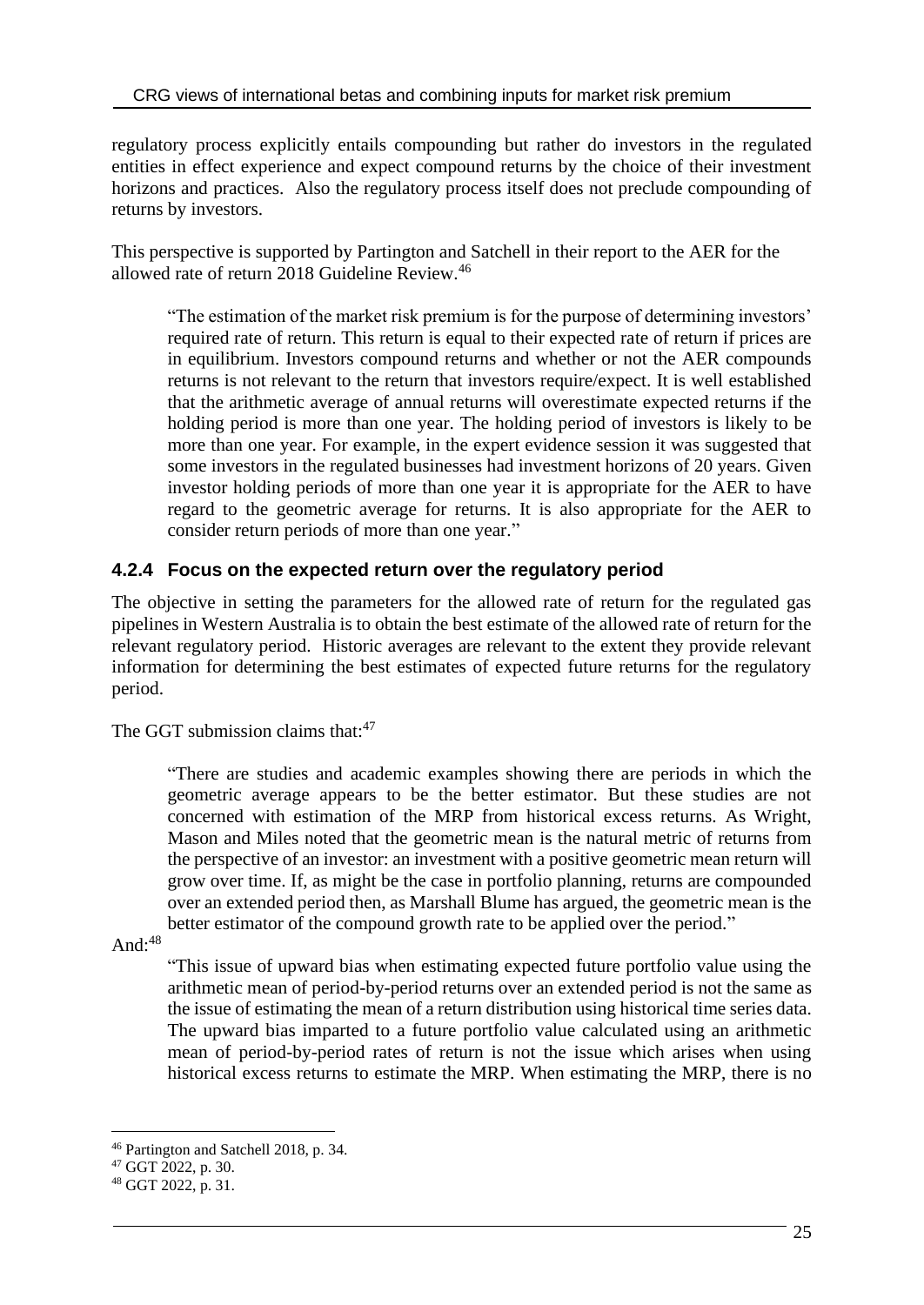regulatory process explicitly entails compounding but rather do investors in the regulated entities in effect experience and expect compound returns by the choice of their investment horizons and practices. Also the regulatory process itself does not preclude compounding of returns by investors.

This perspective is supported by Partington and Satchell in their report to the AER for the allowed rate of return 2018 Guideline Review.[46]

> "The estimation of the market risk premium is for the purpose of determining investors' required rate of return. This return is equal to their expected rate of return if prices are in equilibrium. Investors compound returns and whether or not the AER compounds returns is not relevant to the return that investors require/expect. It is well established that the arithmetic average of annual returns will overestimate expected returns if the holding period is more than one year. The holding period of investors is likely to be more than one year. For example, in the expert evidence session it was suggested that some investors in the regulated businesses had investment horizons of 20 years. Given investor holding periods of more than one year it is appropriate for the AER to have regard to the geometric average for returns. It is also appropriate for the AER to consider return periods of more than one year."

### 4.2.4 Focus on the expected return over the regulatory period

The objective in setting the parameters for the allowed rate of return for the regulated gas pipelines in Western Australia is to obtain the best estimate of the allowed rate of return for the relevant regulatory period. Historic averages are relevant to the extent they provide relevant information for determining the best estimates of expected future returns for the regulatory period.

The GGT submission claims that:[47]

> "There are studies and academic examples showing there are periods in which the geometric average appears to be the better estimator. But these studies are not concerned with estimation of the MRP from historical excess returns. As Wright, Mason and Miles noted that the geometric mean is the natural metric of returns from the perspective of an investor: an investment with a positive geometric mean return will grow over time. If, as might be the case in portfolio planning, returns are compounded over an extended period then, as Marshall Blume has argued, the geometric mean is the better estimator of the compound growth rate to be applied over the period."

And:[48]

> "This issue of upward bias when estimating expected future portfolio value using the arithmetic mean of period-by-period returns over an extended period is not the same as the issue of estimating the mean of a return distribution using historical time series data. The upward bias imparted to a future portfolio value calculated using an arithmetic mean of period-by-period rates of return is not the issue which arises when using historical excess returns to estimate the MRP. When estimating the MRP, there is no

[46] Partington and Satchell 2018, p. 34.

[47] GGT 2022, p. 30.

[48] GGT 2022, p. 31.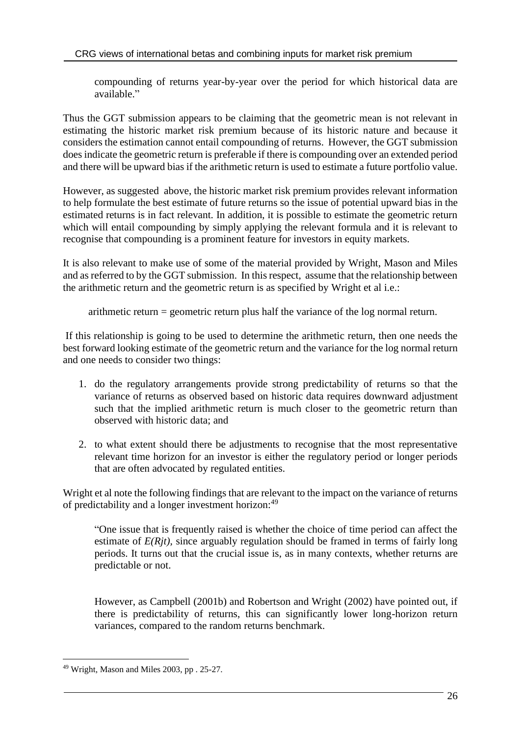compounding of returns year-by-year over the period for which historical data are available."

Thus the GGT submission appears to be claiming that the geometric mean is not relevant in estimating the historic market risk premium because of its historic nature and because it considers the estimation cannot entail compounding of returns. However, the GGT submission does indicate the geometric return is preferable if there is compounding over an extended period and there will be upward bias if the arithmetic return is used to estimate a future portfolio value.

However, as suggested above, the historic market risk premium provides relevant information to help formulate the best estimate of future returns so the issue of potential upward bias in the estimated returns is in fact relevant. In addition, it is possible to estimate the geometric return which will entail compounding by simply applying the relevant formula and it is relevant to recognise that compounding is a prominent feature for investors in equity markets.

It is also relevant to make use of some of the material provided by Wright, Mason and Miles and as referred to by the GGT submission. In this respect, assume that the relationship between the arithmetic return and the geometric return is as specified by Wright et al i.e.:

arithmetic return = geometric return plus half the variance of the log normal return.

If this relationship is going to be used to determine the arithmetic return, then one needs the best forward looking estimate of the geometric return and the variance for the log normal return and one needs to consider two things:

1. do the regulatory arrangements provide strong predictability of returns so that the variance of returns as observed based on historic data requires downward adjustment such that the implied arithmetic return is much closer to the geometric return than observed with historic data; and

2. to what extent should there be adjustments to recognise that the most representative relevant time horizon for an investor is either the regulatory period or longer periods that are often advocated by regulated entities.

Wright et al note the following findings that are relevant to the impact on the variance of returns of predictability and a longer investment horizon:[49]

> "One issue that is frequently raised is whether the choice of time period can affect the estimate of *E(Rjt)*, since arguably regulation should be framed in terms of fairly long periods. It turns out that the crucial issue is, as in many contexts, whether returns are predictable or not.
>
> However, as Campbell (2001b) and Robertson and Wright (2002) have pointed out, if there is predictability of returns, this can significantly lower long-horizon return variances, compared to the random returns benchmark.

[49] Wright, Mason and Miles 2003, pp . 25-27.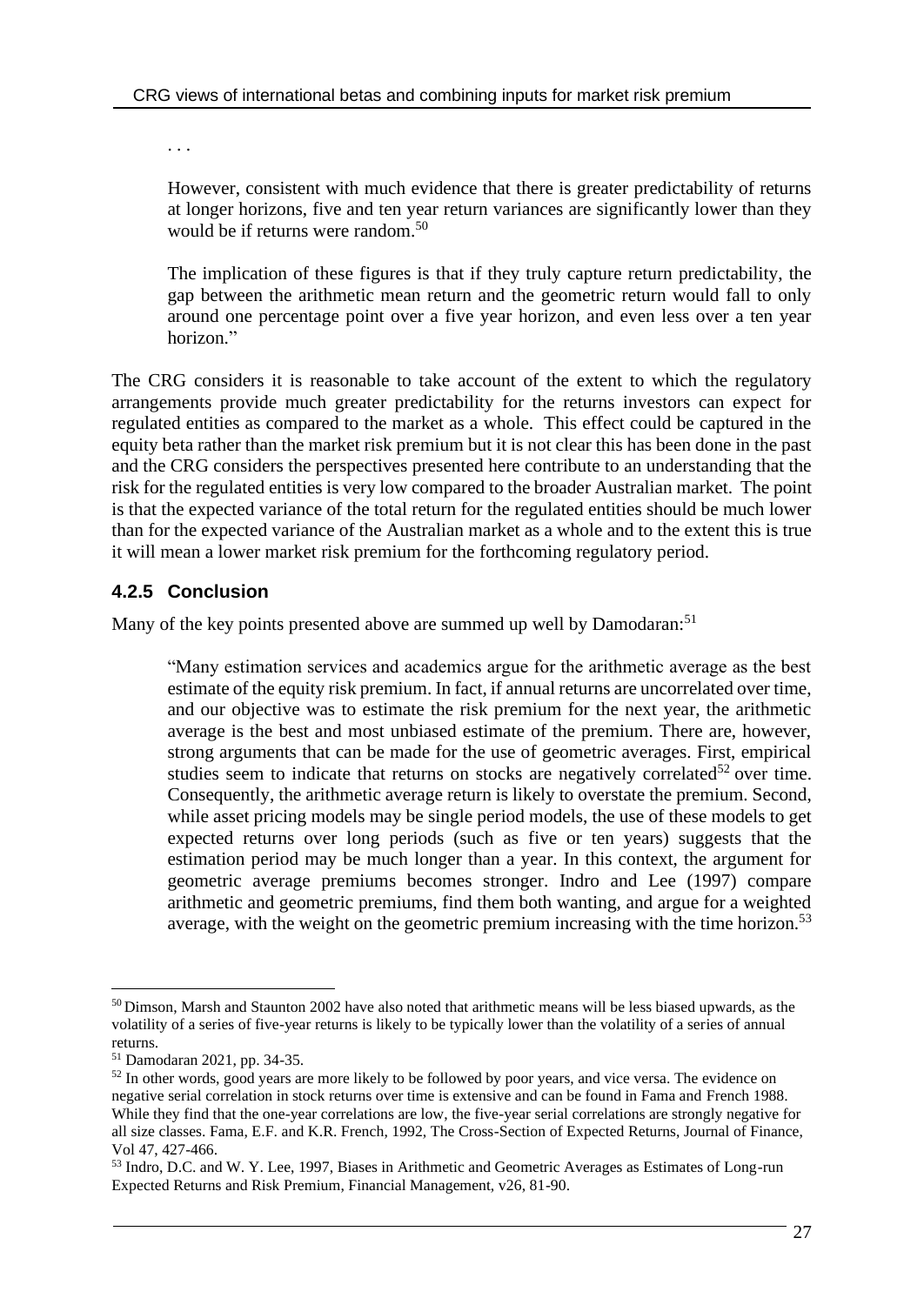. . .

> However, consistent with much evidence that there is greater predictability of returns at longer horizons, five and ten year return variances are significantly lower than they would be if returns were random.[50]
>
> The implication of these figures is that if they truly capture return predictability, the gap between the arithmetic mean return and the geometric return would fall to only around one percentage point over a five year horizon, and even less over a ten year horizon."

The CRG considers it is reasonable to take account of the extent to which the regulatory arrangements provide much greater predictability for the returns investors can expect for regulated entities as compared to the market as a whole. This effect could be captured in the equity beta rather than the market risk premium but it is not clear this has been done in the past and the CRG considers the perspectives presented here contribute to an understanding that the risk for the regulated entities is very low compared to the broader Australian market. The point is that the expected variance of the total return for the regulated entities should be much lower than for the expected variance of the Australian market as a whole and to the extent this is true it will mean a lower market risk premium for the forthcoming regulatory period.

### 4.2.5 Conclusion

Many of the key points presented above are summed up well by Damodaran:[51]

> "Many estimation services and academics argue for the arithmetic average as the best estimate of the equity risk premium. In fact, if annual returns are uncorrelated over time, and our objective was to estimate the risk premium for the next year, the arithmetic average is the best and most unbiased estimate of the premium. There are, however, strong arguments that can be made for the use of geometric averages. First, empirical studies seem to indicate that returns on stocks are negatively correlated[52] over time. Consequently, the arithmetic average return is likely to overstate the premium. Second, while asset pricing models may be single period models, the use of these models to get expected returns over long periods (such as five or ten years) suggests that the estimation period may be much longer than a year. In this context, the argument for geometric average premiums becomes stronger. Indro and Lee (1997) compare arithmetic and geometric premiums, find them both wanting, and argue for a weighted average, with the weight on the geometric premium increasing with the time horizon.[53]

---

[50] Dimson, Marsh and Staunton 2002 have also noted that arithmetic means will be less biased upwards, as the volatility of a series of five-year returns is likely to be typically lower than the volatility of a series of annual returns.

[51] Damodaran 2021, pp. 34-35.

[52] In other words, good years are more likely to be followed by poor years, and vice versa. The evidence on negative serial correlation in stock returns over time is extensive and can be found in Fama and French 1988. While they find that the one-year correlations are low, the five-year serial correlations are strongly negative for all size classes. Fama, E.F. and K.R. French, 1992, The Cross-Section of Expected Returns, Journal of Finance, Vol 47, 427-466.

[53] Indro, D.C. and W. Y. Lee, 1997, Biases in Arithmetic and Geometric Averages as Estimates of Long-run Expected Returns and Risk Premium, Financial Management, v26, 81-90.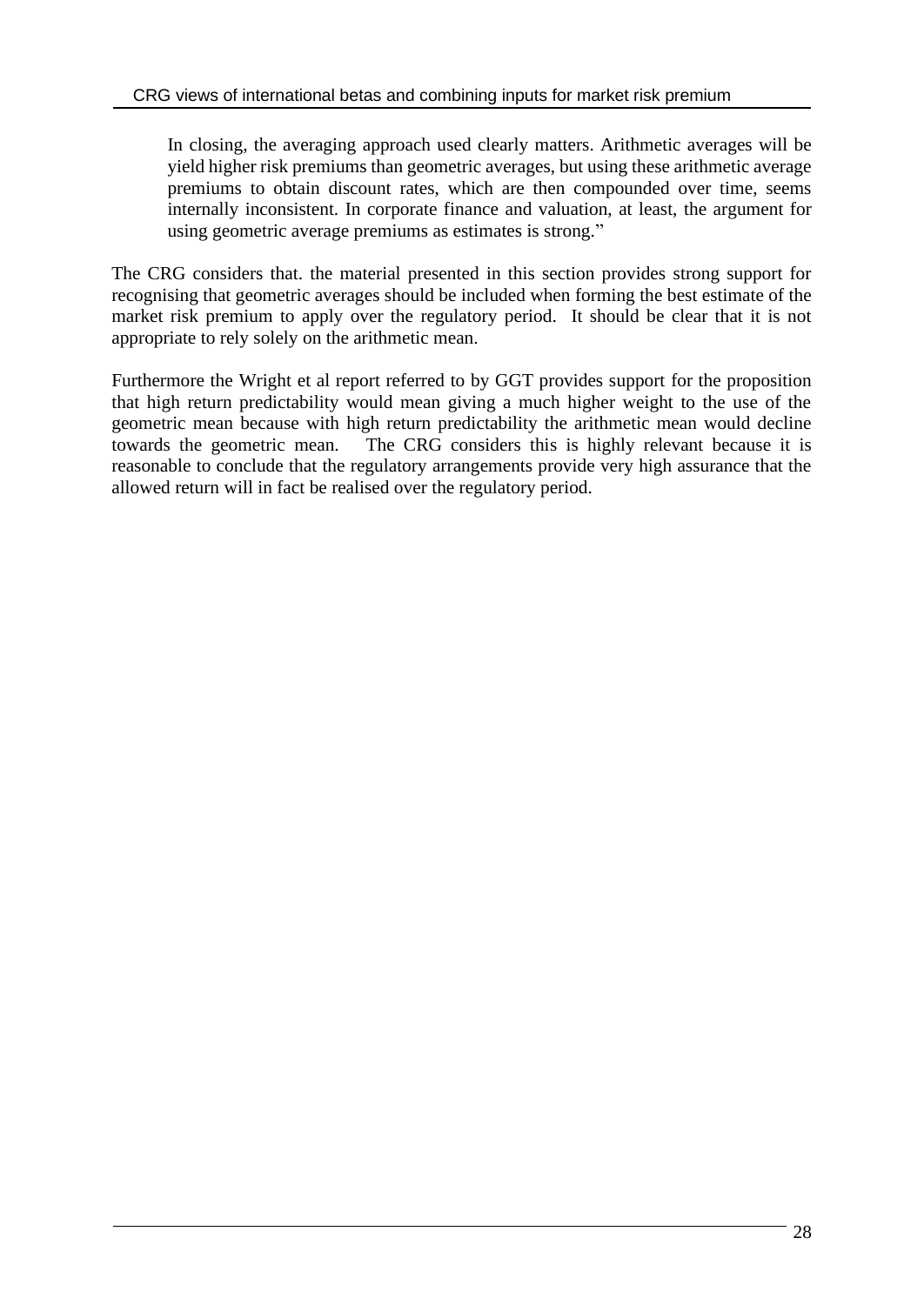> In closing, the averaging approach used clearly matters. Arithmetic averages will be yield higher risk premiums than geometric averages, but using these arithmetic average premiums to obtain discount rates, which are then compounded over time, seems internally inconsistent. In corporate finance and valuation, at least, the argument for using geometric average premiums as estimates is strong."

The CRG considers that. the material presented in this section provides strong support for recognising that geometric averages should be included when forming the best estimate of the market risk premium to apply over the regulatory period. It should be clear that it is not appropriate to rely solely on the arithmetic mean.

Furthermore the Wright et al report referred to by GGT provides support for the proposition that high return predictability would mean giving a much higher weight to the use of the geometric mean because with high return predictability the arithmetic mean would decline towards the geometric mean. The CRG considers this is highly relevant because it is reasonable to conclude that the regulatory arrangements provide very high assurance that the allowed return will in fact be realised over the regulatory period.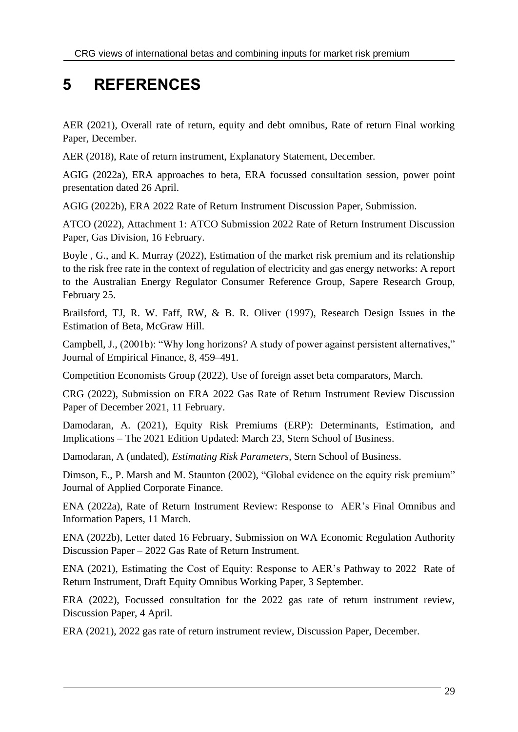# 5 REFERENCES

AER (2021), Overall rate of return, equity and debt omnibus, Rate of return Final working Paper, December.

AER (2018), Rate of return instrument, Explanatory Statement, December.

AGIG (2022a), ERA approaches to beta, ERA focussed consultation session, power point presentation dated 26 April.

AGIG (2022b), ERA 2022 Rate of Return Instrument Discussion Paper, Submission.

ATCO (2022), Attachment 1: ATCO Submission 2022 Rate of Return Instrument Discussion Paper, Gas Division, 16 February.

Boyle , G., and K. Murray (2022), Estimation of the market risk premium and its relationship to the risk free rate in the context of regulation of electricity and gas energy networks: A report to the Australian Energy Regulator Consumer Reference Group, Sapere Research Group, February 25.

Brailsford, TJ, R. W. Faff, RW, & B. R. Oliver (1997), Research Design Issues in the Estimation of Beta, McGraw Hill.

Campbell, J., (2001b): "Why long horizons? A study of power against persistent alternatives," Journal of Empirical Finance, 8, 459–491.

Competition Economists Group (2022), Use of foreign asset beta comparators, March.

CRG (2022), Submission on ERA 2022 Gas Rate of Return Instrument Review Discussion Paper of December 2021, 11 February.

Damodaran, A. (2021), Equity Risk Premiums (ERP): Determinants, Estimation, and Implications – The 2021 Edition Updated: March 23, Stern School of Business.

Damodaran, A (undated), *Estimating Risk Parameters*, Stern School of Business.

Dimson, E., P. Marsh and M. Staunton (2002), "Global evidence on the equity risk premium" Journal of Applied Corporate Finance.

ENA (2022a), Rate of Return Instrument Review: Response to AER's Final Omnibus and Information Papers, 11 March.

ENA (2022b), Letter dated 16 February, Submission on WA Economic Regulation Authority Discussion Paper – 2022 Gas Rate of Return Instrument.

ENA (2021), Estimating the Cost of Equity: Response to AER's Pathway to 2022 Rate of Return Instrument, Draft Equity Omnibus Working Paper, 3 September.

ERA (2022), Focussed consultation for the 2022 gas rate of return instrument review, Discussion Paper, 4 April.

ERA (2021), 2022 gas rate of return instrument review, Discussion Paper, December.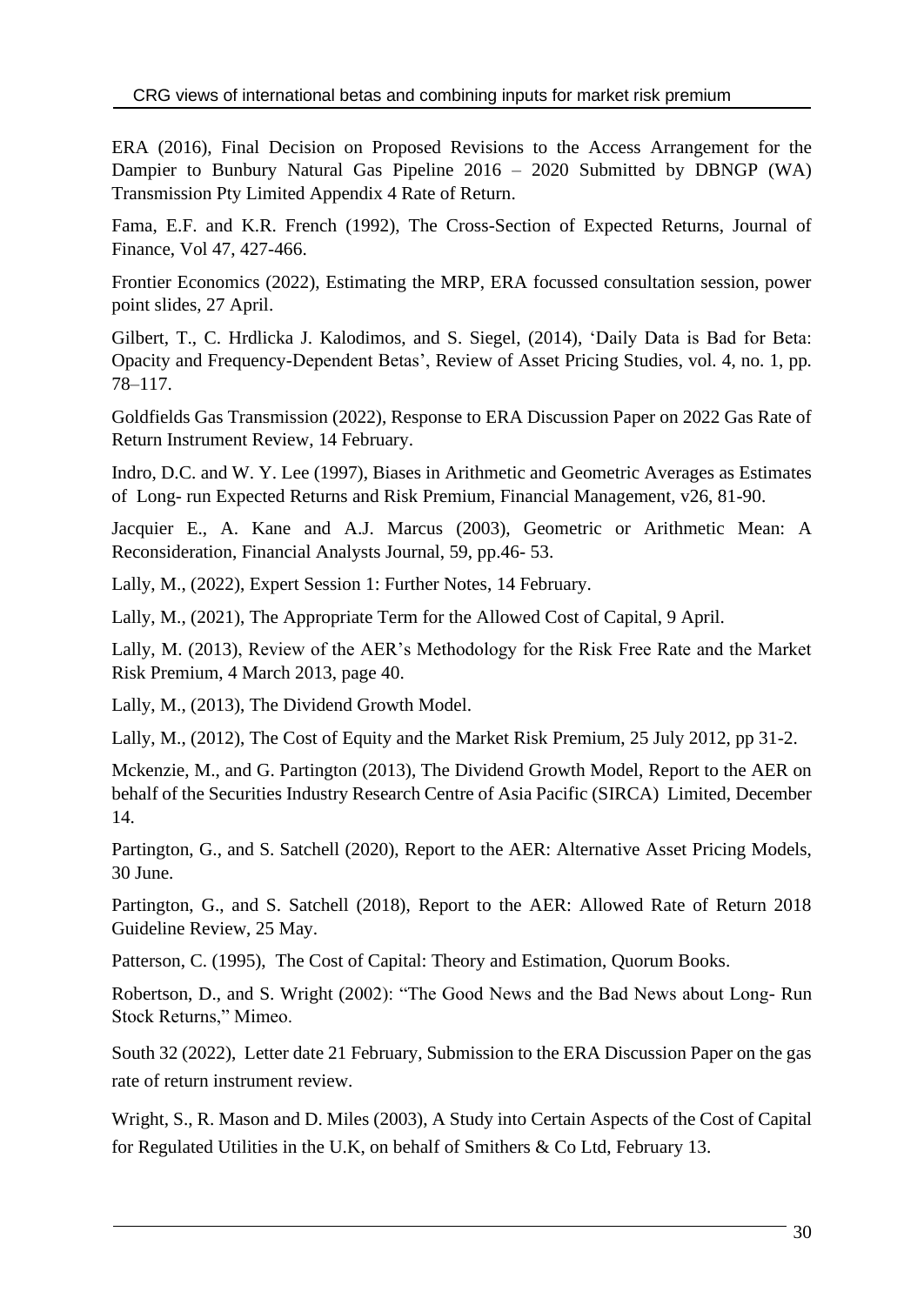ERA (2016), Final Decision on Proposed Revisions to the Access Arrangement for the Dampier to Bunbury Natural Gas Pipeline 2016 – 2020 Submitted by DBNGP (WA) Transmission Pty Limited Appendix 4 Rate of Return.

Fama, E.F. and K.R. French (1992), The Cross-Section of Expected Returns, Journal of Finance, Vol 47, 427-466.

Frontier Economics (2022), Estimating the MRP, ERA focussed consultation session, power point slides, 27 April.

Gilbert, T., C. Hrdlicka J. Kalodimos, and S. Siegel, (2014), 'Daily Data is Bad for Beta: Opacity and Frequency-Dependent Betas', Review of Asset Pricing Studies, vol. 4, no. 1, pp. 78–117.

Goldfields Gas Transmission (2022), Response to ERA Discussion Paper on 2022 Gas Rate of Return Instrument Review, 14 February.

Indro, D.C. and W. Y. Lee (1997), Biases in Arithmetic and Geometric Averages as Estimates of Long- run Expected Returns and Risk Premium, Financial Management, v26, 81-90.

Jacquier E., A. Kane and A.J. Marcus (2003), Geometric or Arithmetic Mean: A Reconsideration, Financial Analysts Journal, 59, pp.46- 53.

Lally, M., (2022), Expert Session 1: Further Notes, 14 February.

Lally, M., (2021), The Appropriate Term for the Allowed Cost of Capital, 9 April.

Lally, M. (2013), Review of the AER's Methodology for the Risk Free Rate and the Market Risk Premium, 4 March 2013, page 40.

Lally, M., (2013), The Dividend Growth Model.

Lally, M., (2012), The Cost of Equity and the Market Risk Premium, 25 July 2012, pp 31-2.

Mckenzie, M., and G. Partington (2013), The Dividend Growth Model, Report to the AER on behalf of the Securities Industry Research Centre of Asia Pacific (SIRCA) Limited, December 14.

Partington, G., and S. Satchell (2020), Report to the AER: Alternative Asset Pricing Models, 30 June.

Partington, G., and S. Satchell (2018), Report to the AER: Allowed Rate of Return 2018 Guideline Review, 25 May.

Patterson, C. (1995), The Cost of Capital: Theory and Estimation, Quorum Books.

Robertson, D., and S. Wright (2002): "The Good News and the Bad News about Long- Run Stock Returns," Mimeo.

South 32 (2022), Letter date 21 February, Submission to the ERA Discussion Paper on the gas rate of return instrument review.

Wright, S., R. Mason and D. Miles (2003), A Study into Certain Aspects of the Cost of Capital for Regulated Utilities in the U.K, on behalf of Smithers & Co Ltd, February 13.